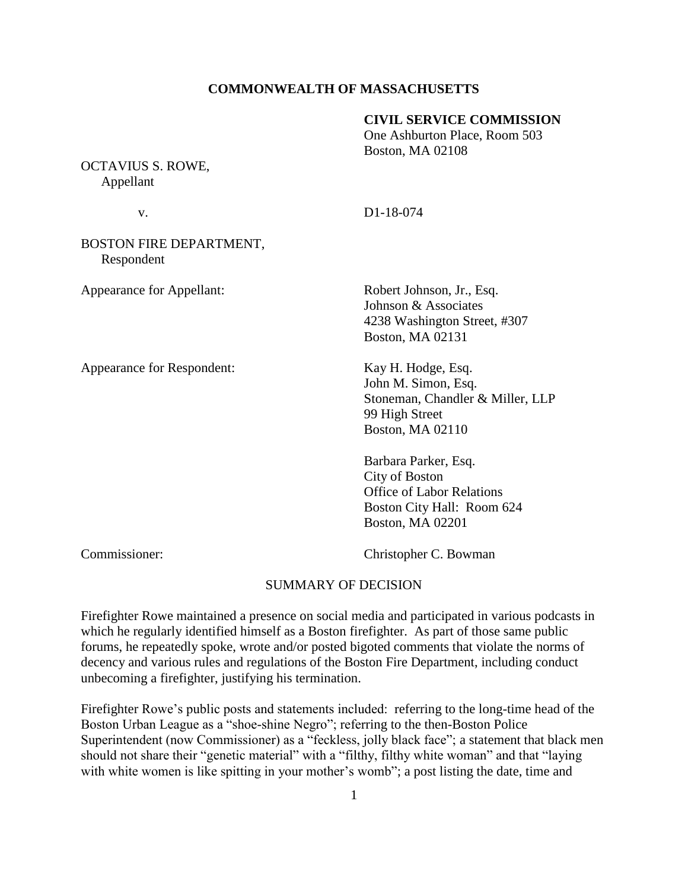**COMMONWEALTH OF MASSACHUSETTS**

**CIVIL SERVICE COMMISSION**
One Ashburton Place, Room 503
Boston, MA 02108

OCTAVIUS S. ROWE,
Appellant

v. D1-18-074

BOSTON FIRE DEPARTMENT,
Respondent

Appearance for Appellant: Robert Johnson, Jr., Esq.
Johnson & Associates
4238 Washington Street, #307
Boston, MA 02131

Appearance for Respondent: Kay H. Hodge, Esq.
John M. Simon, Esq.
Stoneman, Chandler & Miller, LLP
99 High Street
Boston, MA 02110

Barbara Parker, Esq.
City of Boston
Office of Labor Relations
Boston City Hall: Room 624
Boston, MA 02201

Commissioner: Christopher C. Bowman

SUMMARY OF DECISION

Firefighter Rowe maintained a presence on social media and participated in various podcasts in which he regularly identified himself as a Boston firefighter. As part of those same public forums, he repeatedly spoke, wrote and/or posted bigoted comments that violate the norms of decency and various rules and regulations of the Boston Fire Department, including conduct unbecoming a firefighter, justifying his termination.

Firefighter Rowe's public posts and statements included: referring to the long-time head of the Boston Urban League as a "shoe-shine Negro"; referring to the then-Boston Police Superintendent (now Commissioner) as a "feckless, jolly black face"; a statement that black men should not share their "genetic material" with a "filthy, filthy white woman" and that "laying with white women is like spitting in your mother's womb"; a post listing the date, time and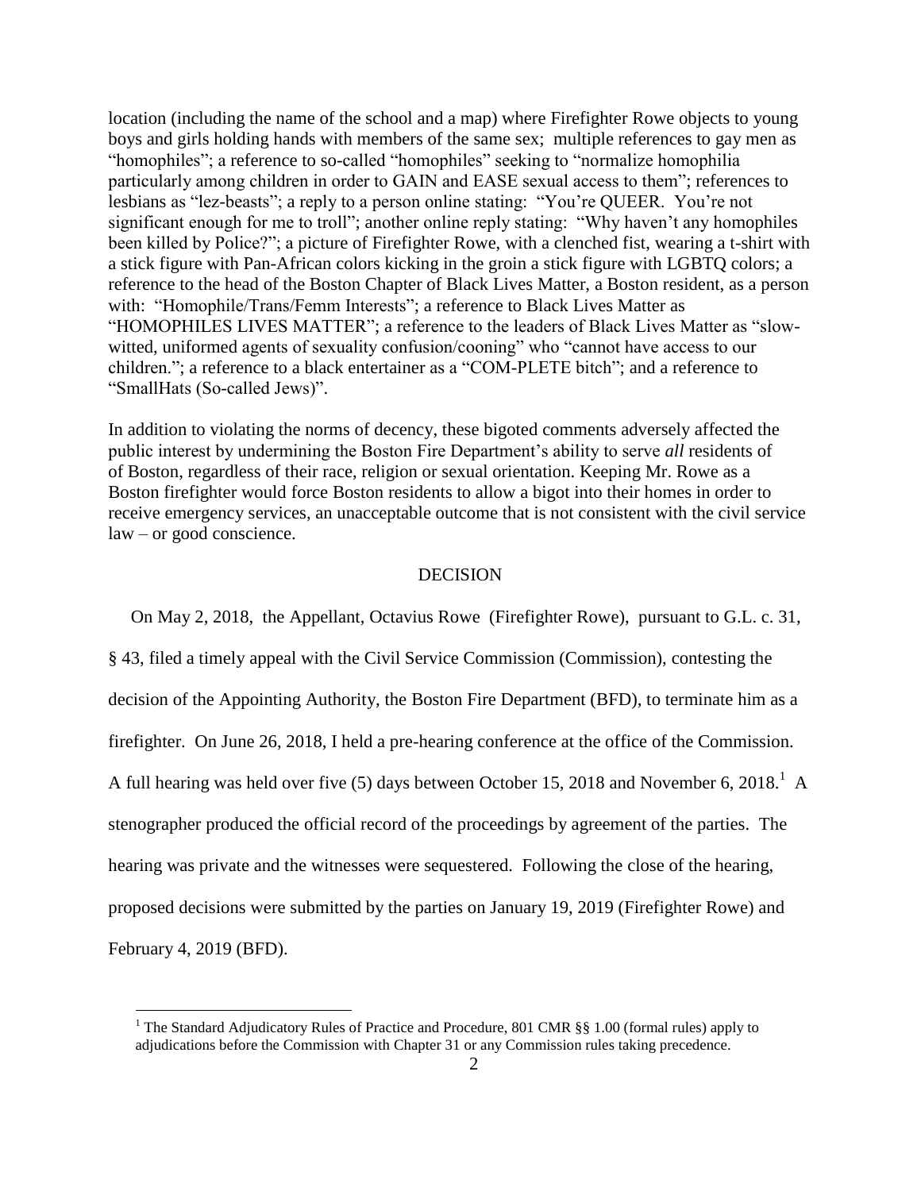location (including the name of the school and a map) where Firefighter Rowe objects to young boys and girls holding hands with members of the same sex; multiple references to gay men as "homophiles"; a reference to so-called "homophiles" seeking to "normalize homophilia particularly among children in order to GAIN and EASE sexual access to them"; references to lesbians as "lez-beasts"; a reply to a person online stating: "You're QUEER. You're not significant enough for me to troll"; another online reply stating: "Why haven't any homophiles been killed by Police?"; a picture of Firefighter Rowe, with a clenched fist, wearing a t-shirt with a stick figure with Pan-African colors kicking in the groin a stick figure with LGBTQ colors; a reference to the head of the Boston Chapter of Black Lives Matter, a Boston resident, as a person with: "Homophile/Trans/Femm Interests"; a reference to Black Lives Matter as "HOMOPHILES LIVES MATTER"; a reference to the leaders of Black Lives Matter as "slow-witted, uniformed agents of sexuality confusion/cooning" who "cannot have access to our children."; a reference to a black entertainer as a "COM-PLETE bitch"; and a reference to "SmallHats (So-called Jews)".

In addition to violating the norms of decency, these bigoted comments adversely affected the public interest by undermining the Boston Fire Department's ability to serve *all* residents of of Boston, regardless of their race, religion or sexual orientation. Keeping Mr. Rowe as a Boston firefighter would force Boston residents to allow a bigot into their homes in order to receive emergency services, an unacceptable outcome that is not consistent with the civil service law – or good conscience.

## DECISION

On May 2, 2018, the Appellant, Octavius Rowe (Firefighter Rowe), pursuant to G.L. c. 31, § 43, filed a timely appeal with the Civil Service Commission (Commission), contesting the decision of the Appointing Authority, the Boston Fire Department (BFD), to terminate him as a firefighter. On June 26, 2018, I held a pre-hearing conference at the office of the Commission. A full hearing was held over five (5) days between October 15, 2018 and November 6, 2018.[1] A stenographer produced the official record of the proceedings by agreement of the parties. The hearing was private and the witnesses were sequestered. Following the close of the hearing, proposed decisions were submitted by the parties on January 19, 2019 (Firefighter Rowe) and February 4, 2019 (BFD).

[1] The Standard Adjudicatory Rules of Practice and Procedure, 801 CMR §§ 1.00 (formal rules) apply to adjudications before the Commission with Chapter 31 or any Commission rules taking precedence.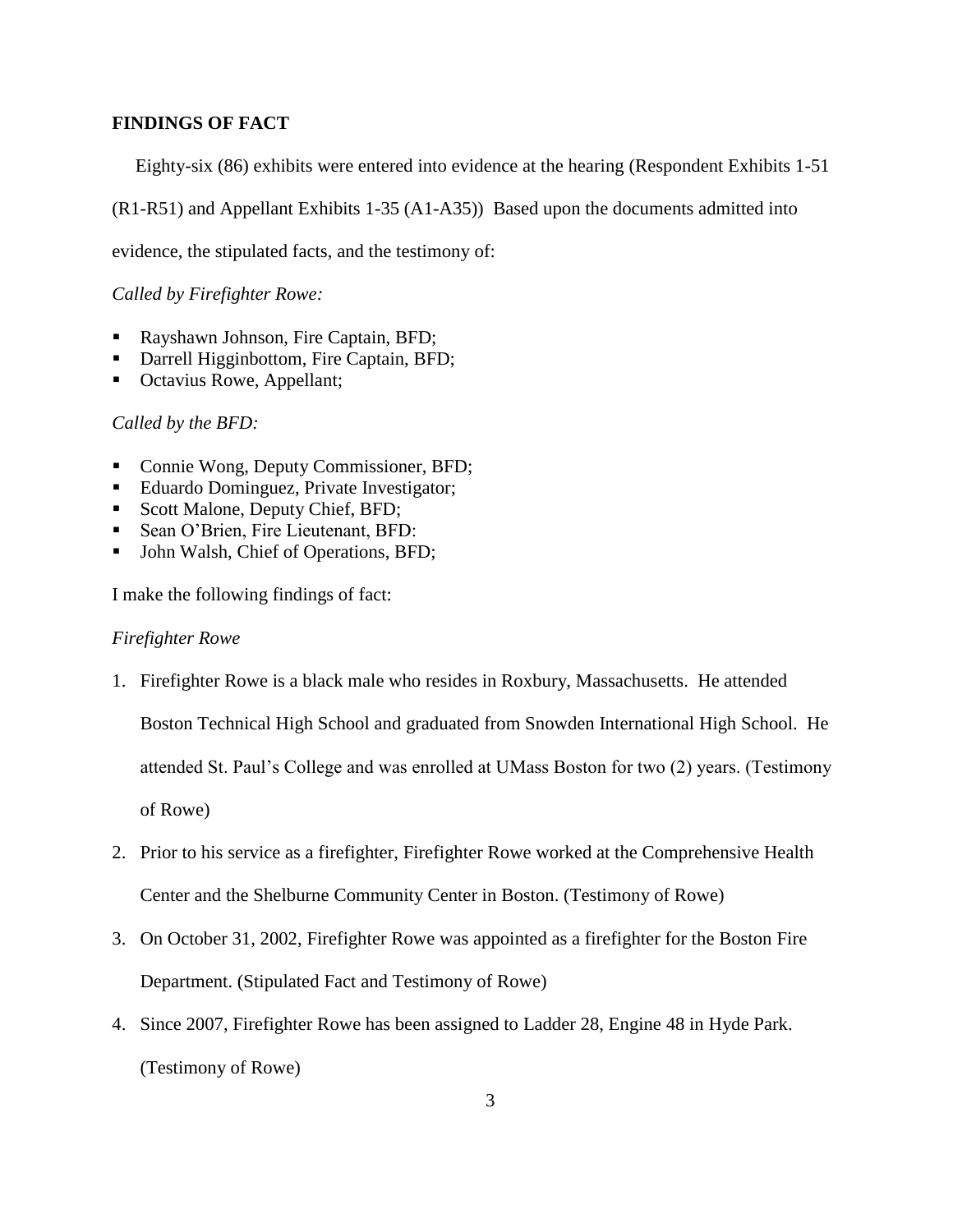## FINDINGS OF FACT

Eighty-six (86) exhibits were entered into evidence at the hearing (Respondent Exhibits 1-51 (R1-R51) and Appellant Exhibits 1-35 (A1-A35)) Based upon the documents admitted into evidence, the stipulated facts, and the testimony of:

*Called by Firefighter Rowe:*

- Rayshawn Johnson, Fire Captain, BFD;
- Darrell Higginbottom, Fire Captain, BFD;
- Octavius Rowe, Appellant;

*Called by the BFD:*

- Connie Wong, Deputy Commissioner, BFD;
- Eduardo Dominguez, Private Investigator;
- Scott Malone, Deputy Chief, BFD;
- Sean O'Brien, Fire Lieutenant, BFD:
- John Walsh, Chief of Operations, BFD;

I make the following findings of fact:

*Firefighter Rowe*

1. Firefighter Rowe is a black male who resides in Roxbury, Massachusetts. He attended Boston Technical High School and graduated from Snowden International High School. He attended St. Paul's College and was enrolled at UMass Boston for two (2) years. (Testimony of Rowe)
2. Prior to his service as a firefighter, Firefighter Rowe worked at the Comprehensive Health Center and the Shelburne Community Center in Boston. (Testimony of Rowe)
3. On October 31, 2002, Firefighter Rowe was appointed as a firefighter for the Boston Fire Department. (Stipulated Fact and Testimony of Rowe)
4. Since 2007, Firefighter Rowe has been assigned to Ladder 28, Engine 48 in Hyde Park. (Testimony of Rowe)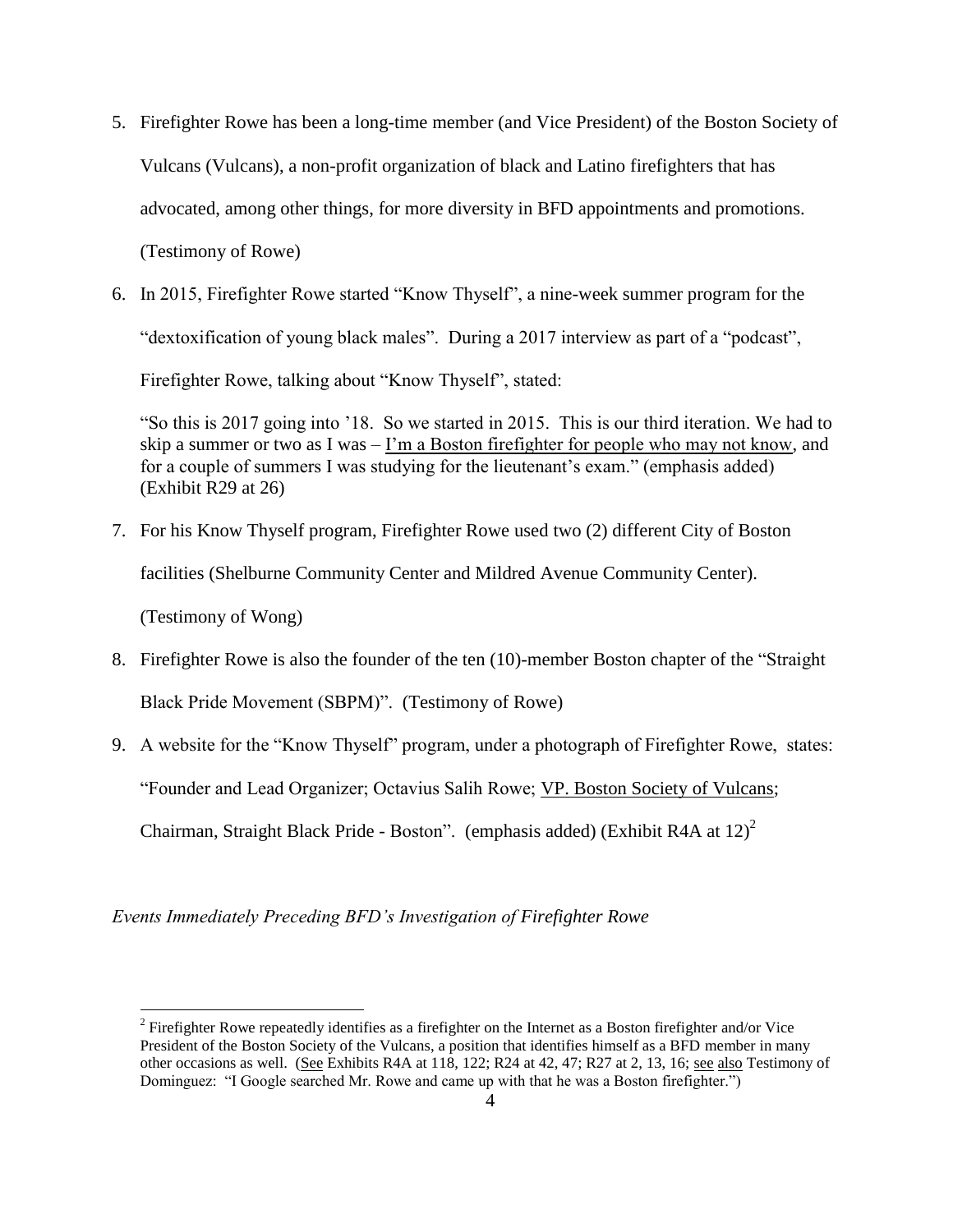5. Firefighter Rowe has been a long-time member (and Vice President) of the Boston Society of Vulcans (Vulcans), a non-profit organization of black and Latino firefighters that has advocated, among other things, for more diversity in BFD appointments and promotions. (Testimony of Rowe)

6. In 2015, Firefighter Rowe started "Know Thyself", a nine-week summer program for the "dextoxification of young black males". During a 2017 interview as part of a "podcast", Firefighter Rowe, talking about "Know Thyself", stated:

   "So this is 2017 going into '18. So we started in 2015. This is our third iteration. We had to skip a summer or two as I was – <u>I'm a Boston firefighter for people who may not know</u>, and for a couple of summers I was studying for the lieutenant's exam." (emphasis added) (Exhibit R29 at 26)

7. For his Know Thyself program, Firefighter Rowe used two (2) different City of Boston facilities (Shelburne Community Center and Mildred Avenue Community Center). (Testimony of Wong)

8. Firefighter Rowe is also the founder of the ten (10)-member Boston chapter of the "Straight Black Pride Movement (SBPM)". (Testimony of Rowe)

9. A website for the "Know Thyself" program, under a photograph of Firefighter Rowe, states: "Founder and Lead Organizer; Octavius Salih Rowe; <u>VP. Boston Society of Vulcans</u>; Chairman, Straight Black Pride - Boston". (emphasis added) (Exhibit R4A at 12)[2]

*Events Immediately Preceding BFD's Investigation of Firefighter Rowe*

---

[2] Firefighter Rowe repeatedly identifies as a firefighter on the Internet as a Boston firefighter and/or Vice President of the Boston Society of the Vulcans, a position that identifies himself as a BFD member in many other occasions as well. (<u>See</u> Exhibits R4A at 118, 122; R24 at 42, 47; R27 at 2, 13, 16; <u>see</u> <u>also</u> Testimony of Dominguez: "I Google searched Mr. Rowe and came up with that he was a Boston firefighter.")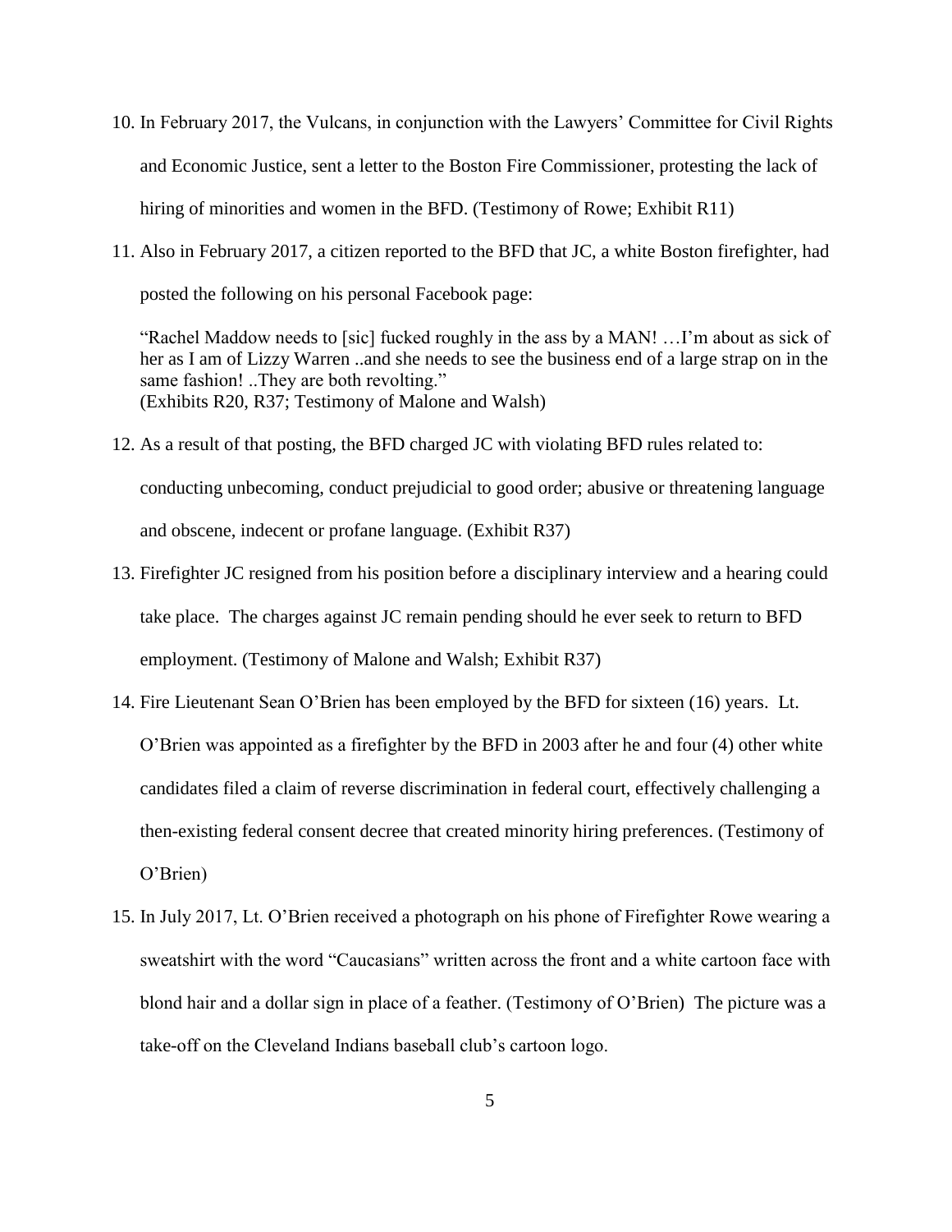10. In February 2017, the Vulcans, in conjunction with the Lawyers' Committee for Civil Rights and Economic Justice, sent a letter to the Boston Fire Commissioner, protesting the lack of hiring of minorities and women in the BFD. (Testimony of Rowe; Exhibit R11)

11. Also in February 2017, a citizen reported to the BFD that JC, a white Boston firefighter, had posted the following on his personal Facebook page:

    "Rachel Maddow needs to [sic] fucked roughly in the ass by a MAN! …I'm about as sick of her as I am of Lizzy Warren ..and she needs to see the business end of a large strap on in the same fashion! ..They are both revolting."
    (Exhibits R20, R37; Testimony of Malone and Walsh)

12. As a result of that posting, the BFD charged JC with violating BFD rules related to: conducting unbecoming, conduct prejudicial to good order; abusive or threatening language and obscene, indecent or profane language. (Exhibit R37)

13. Firefighter JC resigned from his position before a disciplinary interview and a hearing could take place. The charges against JC remain pending should he ever seek to return to BFD employment. (Testimony of Malone and Walsh; Exhibit R37)

14. Fire Lieutenant Sean O'Brien has been employed by the BFD for sixteen (16) years. Lt. O'Brien was appointed as a firefighter by the BFD in 2003 after he and four (4) other white candidates filed a claim of reverse discrimination in federal court, effectively challenging a then-existing federal consent decree that created minority hiring preferences. (Testimony of O'Brien)

15. In July 2017, Lt. O'Brien received a photograph on his phone of Firefighter Rowe wearing a sweatshirt with the word "Caucasians" written across the front and a white cartoon face with blond hair and a dollar sign in place of a feather. (Testimony of O'Brien) The picture was a take-off on the Cleveland Indians baseball club's cartoon logo.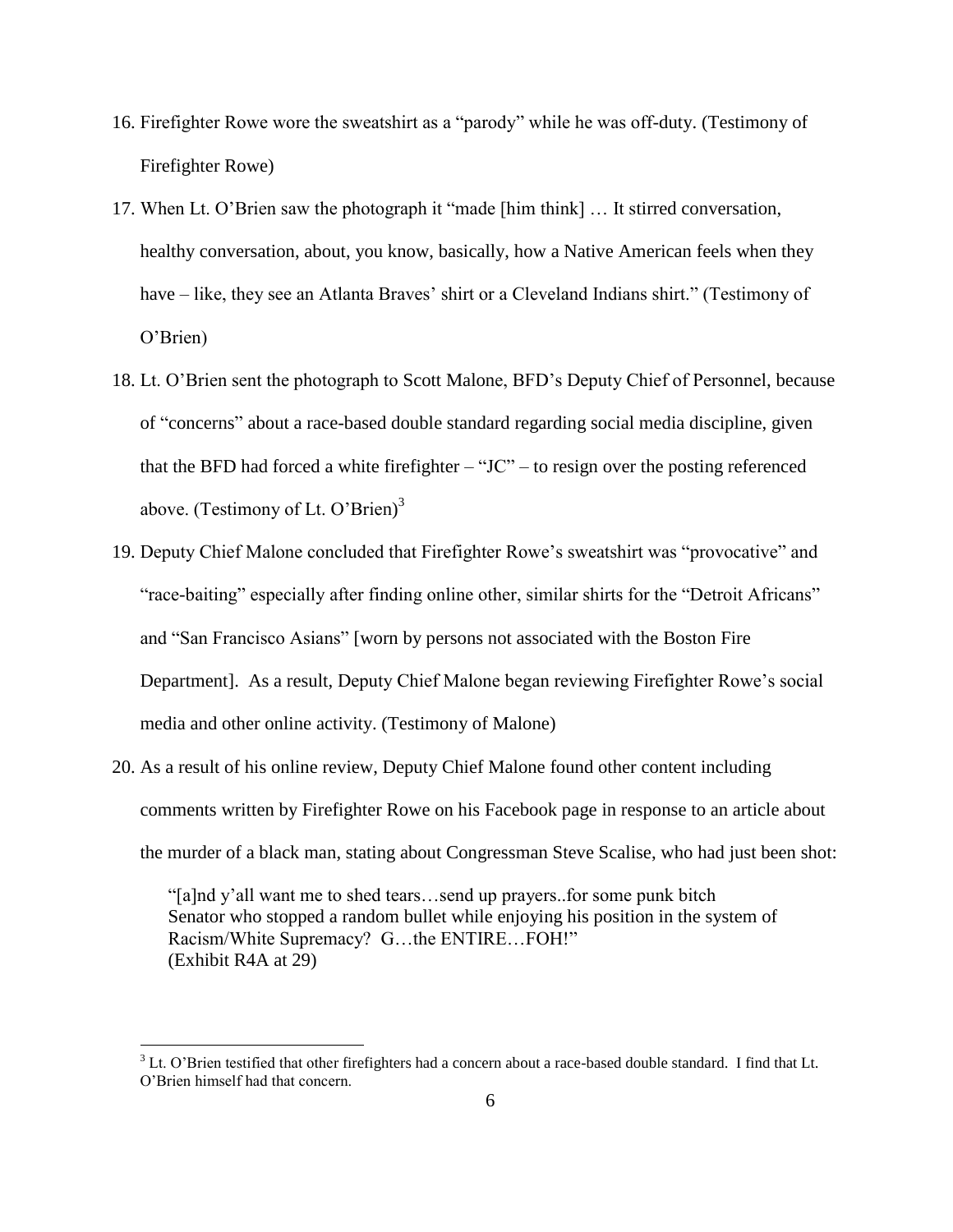16. Firefighter Rowe wore the sweatshirt as a "parody" while he was off-duty. (Testimony of Firefighter Rowe)

17. When Lt. O'Brien saw the photograph it "made [him think] … It stirred conversation, healthy conversation, about, you know, basically, how a Native American feels when they have – like, they see an Atlanta Braves' shirt or a Cleveland Indians shirt." (Testimony of O'Brien)

18. Lt. O'Brien sent the photograph to Scott Malone, BFD's Deputy Chief of Personnel, because of "concerns" about a race-based double standard regarding social media discipline, given that the BFD had forced a white firefighter – "JC" – to resign over the posting referenced above. (Testimony of Lt. O'Brien)[3]

19. Deputy Chief Malone concluded that Firefighter Rowe's sweatshirt was "provocative" and "race-baiting" especially after finding online other, similar shirts for the "Detroit Africans" and "San Francisco Asians" [worn by persons not associated with the Boston Fire Department]. As a result, Deputy Chief Malone began reviewing Firefighter Rowe's social media and other online activity. (Testimony of Malone)

20. As a result of his online review, Deputy Chief Malone found other content including comments written by Firefighter Rowe on his Facebook page in response to an article about the murder of a black man, stating about Congressman Steve Scalise, who had just been shot:

    "[a]nd y'all want me to shed tears…send up prayers..for some punk bitch Senator who stopped a random bullet while enjoying his position in the system of Racism/White Supremacy? G…the ENTIRE…FOH!"
    (Exhibit R4A at 29)

---

[3] Lt. O'Brien testified that other firefighters had a concern about a race-based double standard. I find that Lt. O'Brien himself had that concern.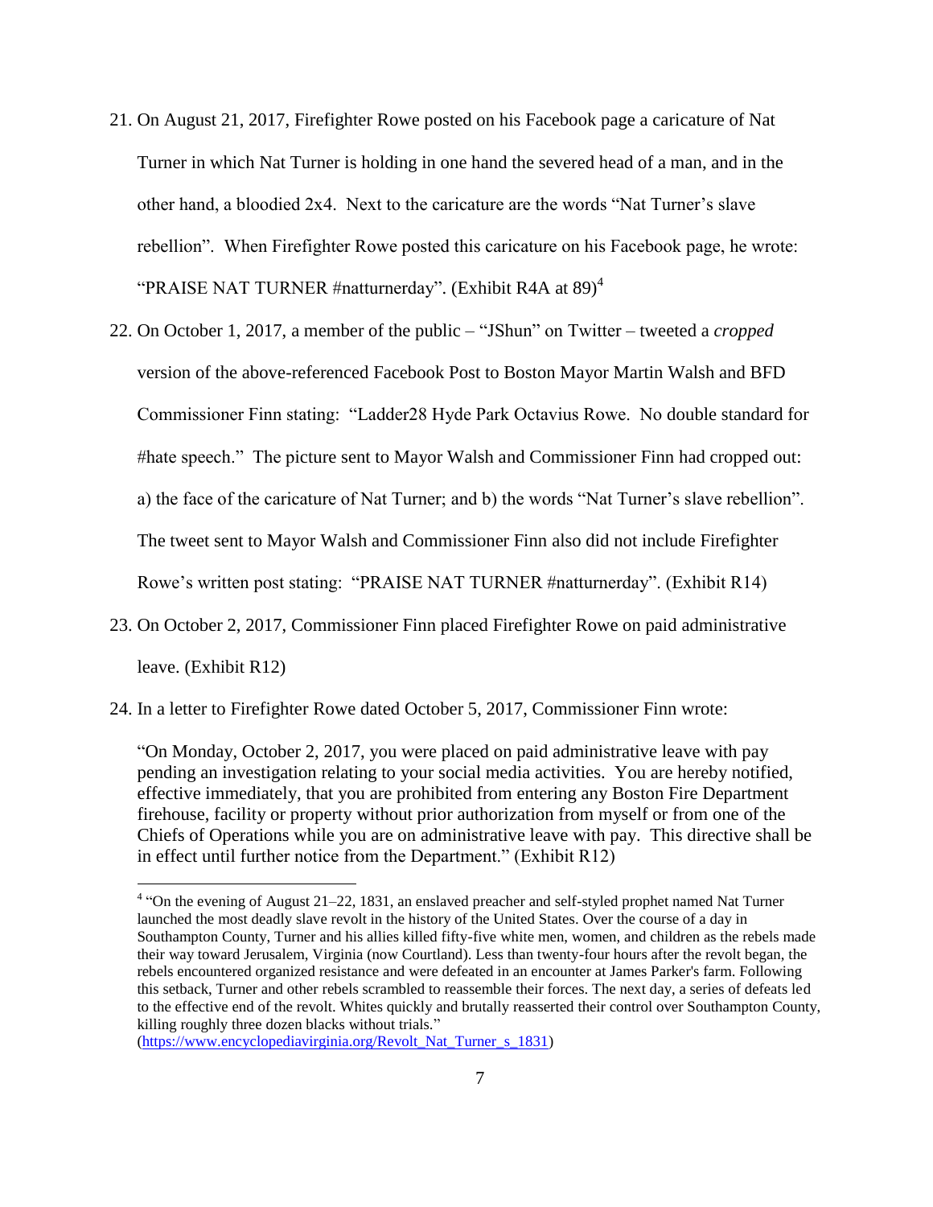21. On August 21, 2017, Firefighter Rowe posted on his Facebook page a caricature of Nat Turner in which Nat Turner is holding in one hand the severed head of a man, and in the other hand, a bloodied 2x4. Next to the caricature are the words "Nat Turner's slave rebellion". When Firefighter Rowe posted this caricature on his Facebook page, he wrote: "PRAISE NAT TURNER #natturnerday". (Exhibit R4A at 89)[4]

22. On October 1, 2017, a member of the public – "JShun" on Twitter – tweeted a *cropped* version of the above-referenced Facebook Post to Boston Mayor Martin Walsh and BFD Commissioner Finn stating: "Ladder28 Hyde Park Octavius Rowe. No double standard for #hate speech." The picture sent to Mayor Walsh and Commissioner Finn had cropped out: a) the face of the caricature of Nat Turner; and b) the words "Nat Turner's slave rebellion". The tweet sent to Mayor Walsh and Commissioner Finn also did not include Firefighter Rowe's written post stating: "PRAISE NAT TURNER #natturnerday". (Exhibit R14)

23. On October 2, 2017, Commissioner Finn placed Firefighter Rowe on paid administrative leave. (Exhibit R12)

24. In a letter to Firefighter Rowe dated October 5, 2017, Commissioner Finn wrote:

> "On Monday, October 2, 2017, you were placed on paid administrative leave with pay pending an investigation relating to your social media activities. You are hereby notified, effective immediately, that you are prohibited from entering any Boston Fire Department firehouse, facility or property without prior authorization from myself or from one of the Chiefs of Operations while you are on administrative leave with pay. This directive shall be in effect until further notice from the Department." (Exhibit R12)

---

[4] "On the evening of August 21–22, 1831, an enslaved preacher and self-styled prophet named Nat Turner launched the most deadly slave revolt in the history of the United States. Over the course of a day in Southampton County, Turner and his allies killed fifty-five white men, women, and children as the rebels made their way toward Jerusalem, Virginia (now Courtland). Less than twenty-four hours after the revolt began, the rebels encountered organized resistance and were defeated in an encounter at James Parker's farm. Following this setback, Turner and other rebels scrambled to reassemble their forces. The next day, a series of defeats led to the effective end of the revolt. Whites quickly and brutally reasserted their control over Southampton County, killing roughly three dozen blacks without trials." (https://www.encyclopediavirginia.org/Revolt_Nat_Turner_s_1831)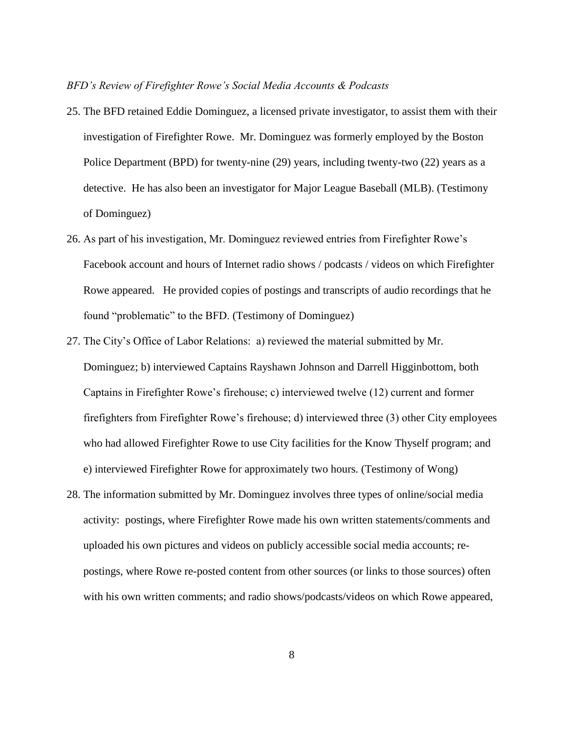*BFD's Review of Firefighter Rowe's Social Media Accounts & Podcasts*

25. The BFD retained Eddie Dominguez, a licensed private investigator, to assist them with their investigation of Firefighter Rowe. Mr. Dominguez was formerly employed by the Boston Police Department (BPD) for twenty-nine (29) years, including twenty-two (22) years as a detective. He has also been an investigator for Major League Baseball (MLB). (Testimony of Dominguez)
26. As part of his investigation, Mr. Dominguez reviewed entries from Firefighter Rowe's Facebook account and hours of Internet radio shows / podcasts / videos on which Firefighter Rowe appeared. He provided copies of postings and transcripts of audio recordings that he found "problematic" to the BFD. (Testimony of Dominguez)
27. The City's Office of Labor Relations: a) reviewed the material submitted by Mr. Dominguez; b) interviewed Captains Rayshawn Johnson and Darrell Higginbottom, both Captains in Firefighter Rowe's firehouse; c) interviewed twelve (12) current and former firefighters from Firefighter Rowe's firehouse; d) interviewed three (3) other City employees who had allowed Firefighter Rowe to use City facilities for the Know Thyself program; and e) interviewed Firefighter Rowe for approximately two hours. (Testimony of Wong)
28. The information submitted by Mr. Dominguez involves three types of online/social media activity: postings, where Firefighter Rowe made his own written statements/comments and uploaded his own pictures and videos on publicly accessible social media accounts; re-postings, where Rowe re-posted content from other sources (or links to those sources) often with his own written comments; and radio shows/podcasts/videos on which Rowe appeared,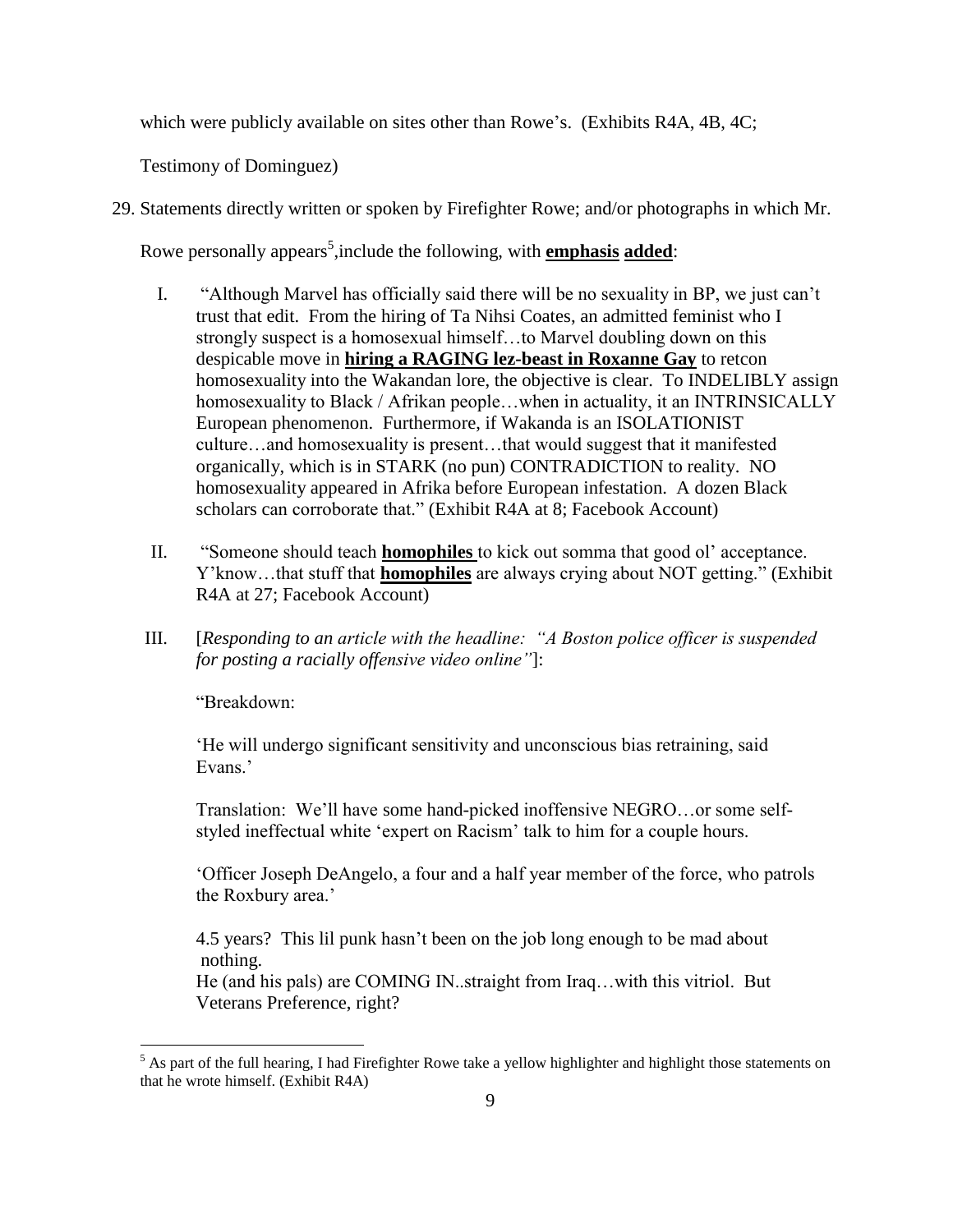which were publicly available on sites other than Rowe's. (Exhibits R4A, 4B, 4C; Testimony of Dominguez)

29. Statements directly written or spoken by Firefighter Rowe; and/or photographs in which Mr. Rowe personally appears[5],include the following, with **<u>emphasis</u>** **<u>added</u>**:

    I. "Although Marvel has officially said there will be no sexuality in BP, we just can't trust that edit. From the hiring of Ta Nihsi Coates, an admitted feminist who I strongly suspect is a homosexual himself…to Marvel doubling down on this despicable move in **<u>hiring a RAGING lez-beast in Roxanne Gay</u>** to retcon homosexuality into the Wakandan lore, the objective is clear. To INDELIBLY assign homosexuality to Black / Afrikan people…when in actuality, it an INTRINSICALLY European phenomenon. Furthermore, if Wakanda is an ISOLATIONIST culture…and homosexuality is present…that would suggest that it manifested organically, which is in STARK (no pun) CONTRADICTION to reality. NO homosexuality appeared in Afrika before European infestation. A dozen Black scholars can corroborate that." (Exhibit R4A at 8; Facebook Account)

    II. "Someone should teach **<u>homophiles</u>** to kick out somma that good ol' acceptance. Y'know…that stuff that **<u>homophiles</u>** are always crying about NOT getting." (Exhibit R4A at 27; Facebook Account)

    III. [*Responding to an article with the headline: "A Boston police officer is suspended for posting a racially offensive video online"*]:

        "Breakdown:

        'He will undergo significant sensitivity and unconscious bias retraining, said Evans.'

        Translation: We'll have some hand-picked inoffensive NEGRO…or some self-styled ineffectual white 'expert on Racism' talk to him for a couple hours.

        'Officer Joseph DeAngelo, a four and a half year member of the force, who patrols the Roxbury area.'

        4.5 years? This lil punk hasn't been on the job long enough to be mad about nothing.
        He (and his pals) are COMING IN..straight from Iraq…with this vitriol. But Veterans Preference, right?

[5] As part of the full hearing, I had Firefighter Rowe take a yellow highlighter and highlight those statements on that he wrote himself. (Exhibit R4A)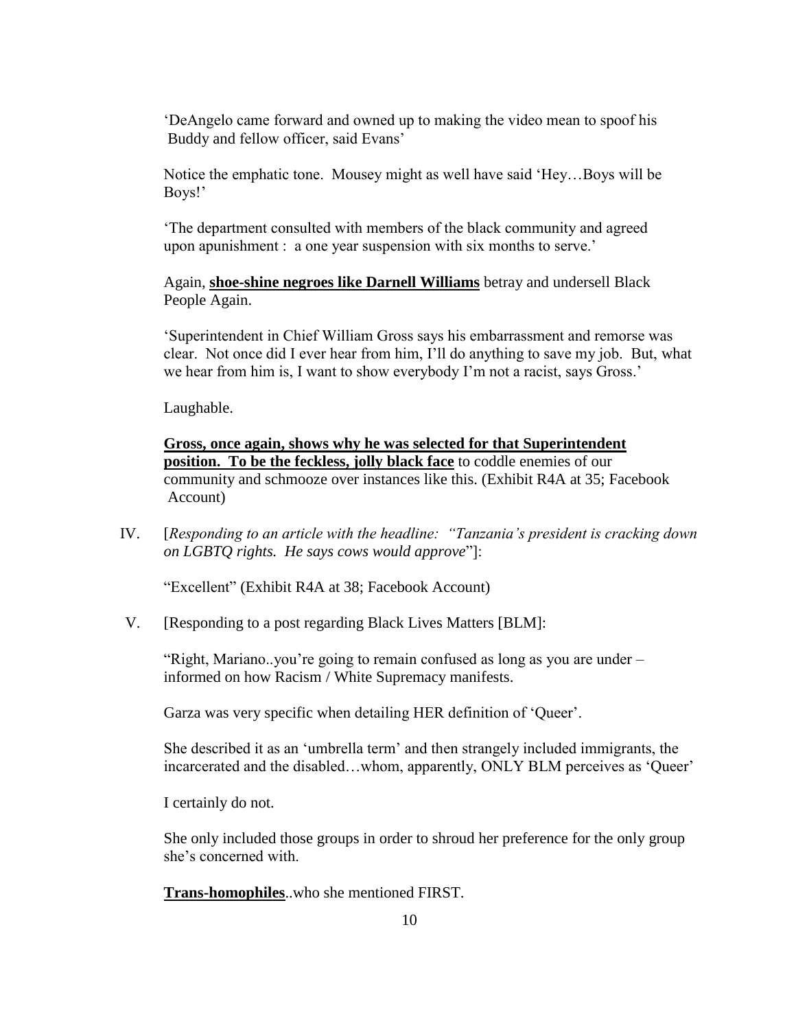'DeAngelo came forward and owned up to making the video mean to spoof his Buddy and fellow officer, said Evans'

Notice the emphatic tone. Mousey might as well have said 'Hey…Boys will be Boys!'

'The department consulted with members of the black community and agreed upon apunishment : a one year suspension with six months to serve.'

Again, **shoe-shine negroes like Darnell Williams** betray and undersell Black People Again.

'Superintendent in Chief William Gross says his embarrassment and remorse was clear. Not once did I ever hear from him, I'll do anything to save my job. But, what we hear from him is, I want to show everybody I'm not a racist, says Gross.'

Laughable.

**Gross, once again, shows why he was selected for that Superintendent position. To be the feckless, jolly black face** to coddle enemies of our community and schmooze over instances like this. (Exhibit R4A at 35; Facebook Account)

IV. [*Responding to an article with the headline: "Tanzania's president is cracking down on LGBTQ rights. He says cows would approve*"]:

"Excellent" (Exhibit R4A at 38; Facebook Account)

V. [Responding to a post regarding Black Lives Matters [BLM]:

"Right, Mariano..you're going to remain confused as long as you are under – informed on how Racism / White Supremacy manifests.

Garza was very specific when detailing HER definition of 'Queer'.

She described it as an 'umbrella term' and then strangely included immigrants, the incarcerated and the disabled…whom, apparently, ONLY BLM perceives as 'Queer'

I certainly do not.

She only included those groups in order to shroud her preference for the only group she's concerned with.

**Trans-homophiles**..who she mentioned FIRST.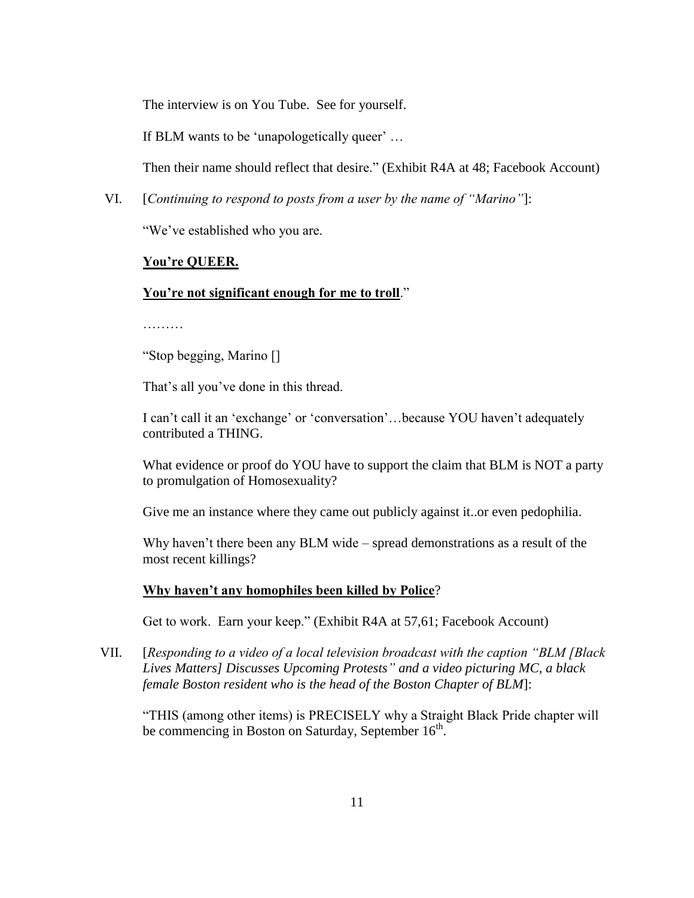The interview is on You Tube. See for yourself.

If BLM wants to be 'unapologetically queer' …

Then their name should reflect that desire." (Exhibit R4A at 48; Facebook Account)

VI. [*Continuing to respond to posts from a user by the name of "Marino"*]:

"We've established who you are.

**<u>You're QUEER.</u>**

**<u>You're not significant enough for me to troll</u>**."

………

"Stop begging, Marino []

That's all you've done in this thread.

I can't call it an 'exchange' or 'conversation'…because YOU haven't adequately contributed a THING.

What evidence or proof do YOU have to support the claim that BLM is NOT a party to promulgation of Homosexuality?

Give me an instance where they came out publicly against it..or even pedophilia.

Why haven't there been any BLM wide – spread demonstrations as a result of the most recent killings?

**<u>Why haven't any homophiles been killed by Police</u>**?

Get to work. Earn your keep." (Exhibit R4A at 57,61; Facebook Account)

VII. [*Responding to a video of a local television broadcast with the caption "BLM [Black Lives Matters] Discusses Upcoming Protests" and a video picturing MC, a black female Boston resident who is the head of the Boston Chapter of BLM*]:

"THIS (among other items) is PRECISELY why a Straight Black Pride chapter will be commencing in Boston on Saturday, September 16th.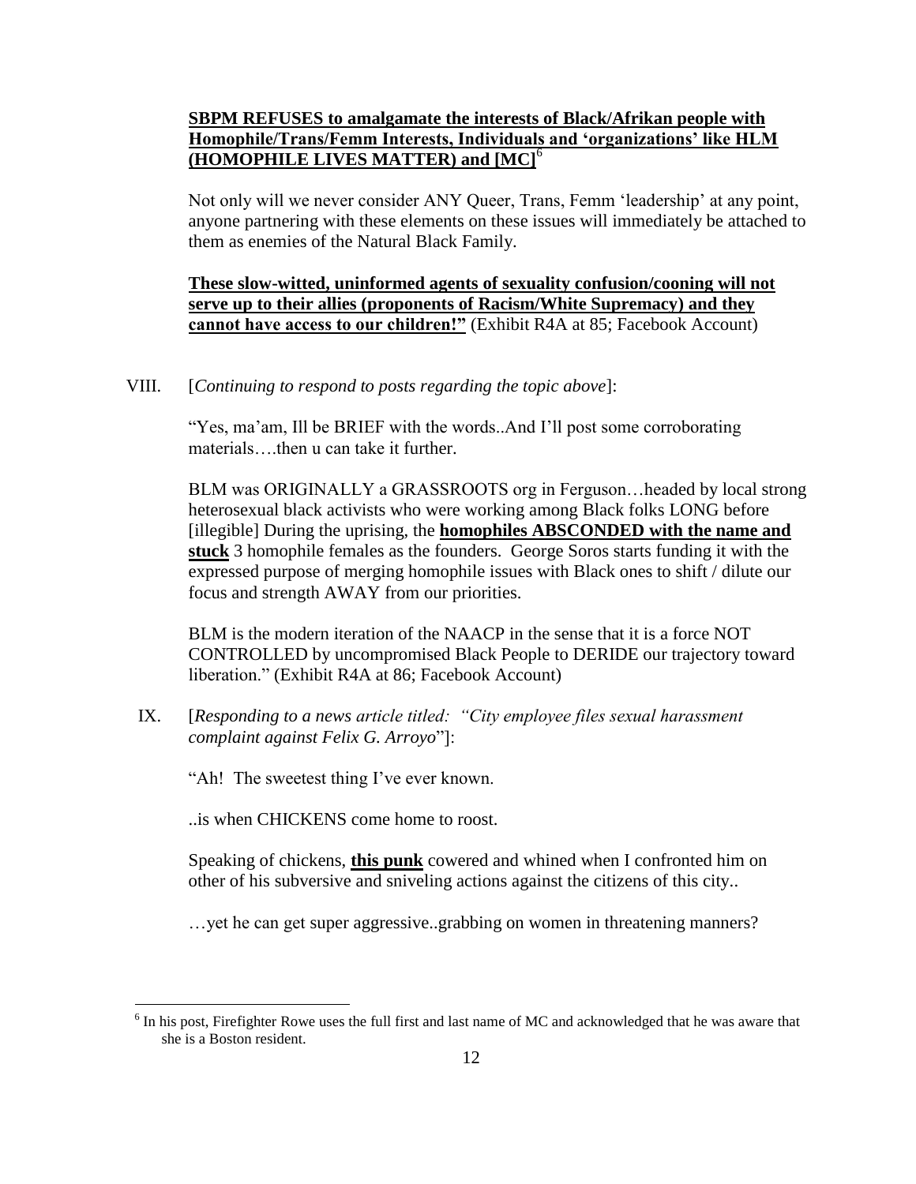**SBPM REFUSES to amalgamate the interests of Black/Afrikan people with Homophile/Trans/Femm Interests, Individuals and 'organizations' like HLM (HOMOPHILE LIVES MATTER) and [MC]**[6]

Not only will we never consider ANY Queer, Trans, Femm 'leadership' at any point, anyone partnering with these elements on these issues will immediately be attached to them as enemies of the Natural Black Family.

**These slow-witted, uninformed agents of sexuality confusion/cooning will not serve up to their allies (proponents of Racism/White Supremacy) and they cannot have access to our children!"** (Exhibit R4A at 85; Facebook Account)

VIII. [*Continuing to respond to posts regarding the topic above*]:

"Yes, ma'am, Ill be BRIEF with the words..And I'll post some corroborating materials….then u can take it further.

BLM was ORIGINALLY a GRASSROOTS org in Ferguson…headed by local strong heterosexual black activists who were working among Black folks LONG before [illegible] During the uprising, the **homophiles ABSCONDED with the name and stuck** 3 homophile females as the founders. George Soros starts funding it with the expressed purpose of merging homophile issues with Black ones to shift / dilute our focus and strength AWAY from our priorities.

BLM is the modern iteration of the NAACP in the sense that it is a force NOT CONTROLLED by uncompromised Black People to DERIDE our trajectory toward liberation." (Exhibit R4A at 86; Facebook Account)

IX. [*Responding to a news article titled: "City employee files sexual harassment complaint against Felix G. Arroyo*"]:

"Ah! The sweetest thing I've ever known.

..is when CHICKENS come home to roost.

Speaking of chickens, **this punk** cowered and whined when I confronted him on other of his subversive and sniveling actions against the citizens of this city..

…yet he can get super aggressive..grabbing on women in threatening manners?

---

[6] In his post, Firefighter Rowe uses the full first and last name of MC and acknowledged that he was aware that she is a Boston resident.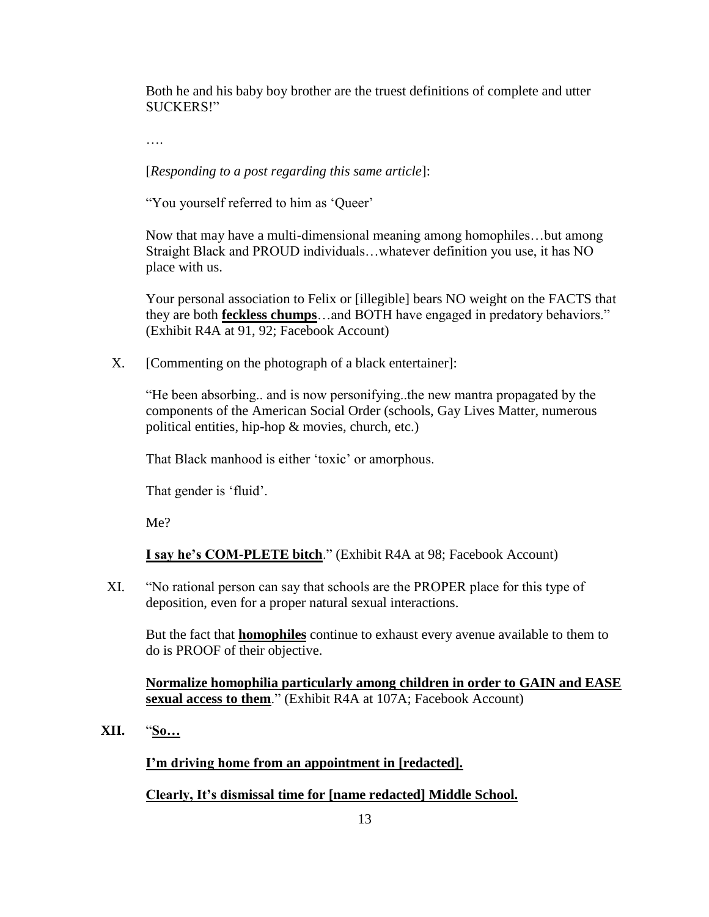Both he and his baby boy brother are the truest definitions of complete and utter SUCKERS!"

….

[*Responding to a post regarding this same article*]:

"You yourself referred to him as 'Queer'

Now that may have a multi-dimensional meaning among homophiles…but among Straight Black and PROUD individuals…whatever definition you use, it has NO place with us.

Your personal association to Felix or [illegible] bears NO weight on the FACTS that they are both **feckless chumps**…and BOTH have engaged in predatory behaviors." (Exhibit R4A at 91, 92; Facebook Account)

X. [Commenting on the photograph of a black entertainer]:

"He been absorbing.. and is now personifying..the new mantra propagated by the components of the American Social Order (schools, Gay Lives Matter, numerous political entities, hip-hop & movies, church, etc.)

That Black manhood is either 'toxic' or amorphous.

That gender is 'fluid'.

Me?

**I say he's COM-PLETE bitch**." (Exhibit R4A at 98; Facebook Account)

XI. "No rational person can say that schools are the PROPER place for this type of deposition, even for a proper natural sexual interactions.

But the fact that **homophiles** continue to exhaust every avenue available to them to do is PROOF of their objective.

**Normalize homophilia particularly among children in order to GAIN and EASE sexual access to them**." (Exhibit R4A at 107A; Facebook Account)

**XII.** "**So…**

**I'm driving home from an appointment in [redacted].**

**Clearly, It's dismissal time for [name redacted] Middle School.**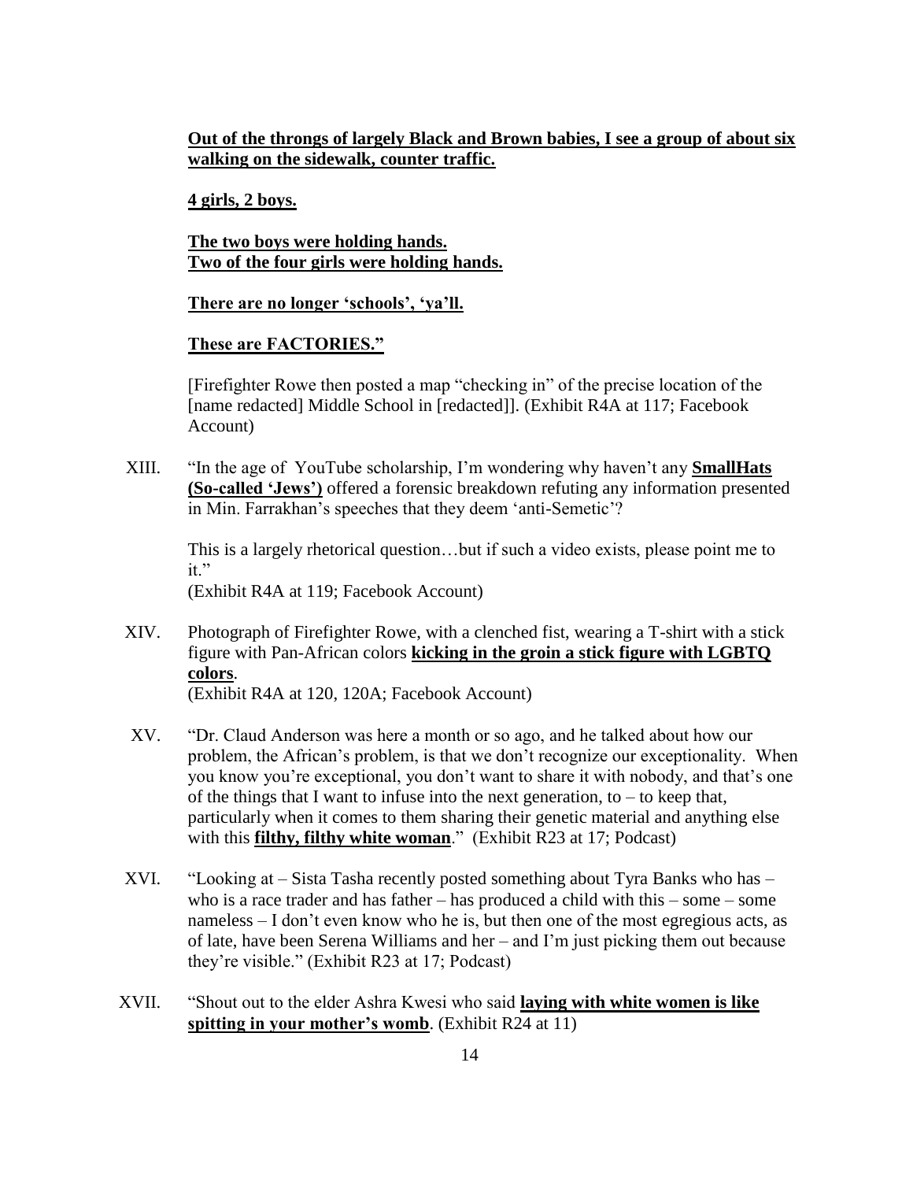**<u>Out of the throngs of largely Black and Brown babies, I see a group of about six walking on the sidewalk, counter traffic.</u>**

**<u>4 girls, 2 boys.</u>**

**<u>The two boys were holding hands.</u>**
**<u>Two of the four girls were holding hands.</u>**

**<u>There are no longer 'schools', 'ya'll.</u>**

**<u>These are FACTORIES."</u>**

[Firefighter Rowe then posted a map "checking in" of the precise location of the [name redacted] Middle School in [redacted]]. (Exhibit R4A at 117; Facebook Account)

XIII. "In the age of YouTube scholarship, I'm wondering why haven't any **<u>SmallHats (So-called 'Jews')</u>** offered a forensic breakdown refuting any information presented in Min. Farrakhan's speeches that they deem 'anti-Semetic'?

This is a largely rhetorical question…but if such a video exists, please point me to it."
(Exhibit R4A at 119; Facebook Account)

XIV. Photograph of Firefighter Rowe, with a clenched fist, wearing a T-shirt with a stick figure with Pan-African colors **<u>kicking in the groin a stick figure with LGBTQ colors</u>**.
(Exhibit R4A at 120, 120A; Facebook Account)

XV. "Dr. Claud Anderson was here a month or so ago, and he talked about how our problem, the African's problem, is that we don't recognize our exceptionality. When you know you're exceptional, you don't want to share it with nobody, and that's one of the things that I want to infuse into the next generation, to – to keep that, particularly when it comes to them sharing their genetic material and anything else with this **<u>filthy, filthy white woman</u>**." (Exhibit R23 at 17; Podcast)

XVI. "Looking at – Sista Tasha recently posted something about Tyra Banks who has – who is a race trader and has father – has produced a child with this – some – some nameless – I don't even know who he is, but then one of the most egregious acts, as of late, have been Serena Williams and her – and I'm just picking them out because they're visible." (Exhibit R23 at 17; Podcast)

XVII. "Shout out to the elder Ashra Kwesi who said **<u>laying with white women is like spitting in your mother's womb</u>**. (Exhibit R24 at 11)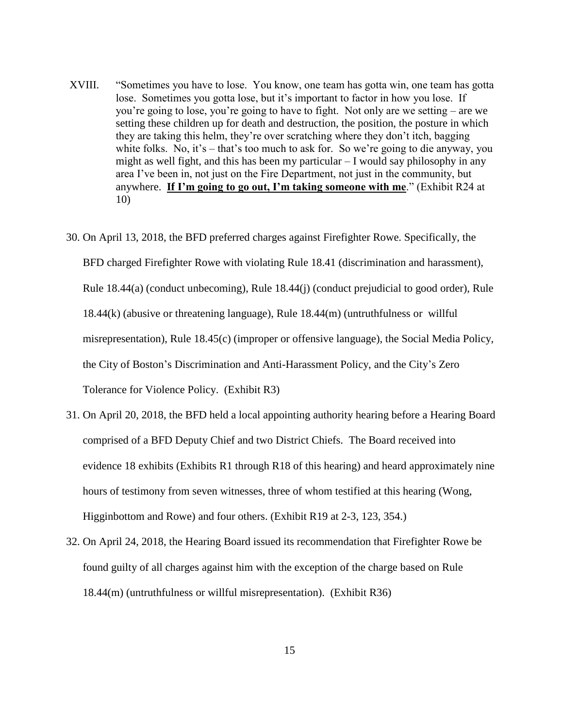XVIII. "Sometimes you have to lose. You know, one team has gotta win, one team has gotta lose. Sometimes you gotta lose, but it's important to factor in how you lose. If you're going to lose, you're going to have to fight. Not only are we setting – are we setting these children up for death and destruction, the position, the posture in which they are taking this helm, they're over scratching where they don't itch, bagging white folks. No, it's – that's too much to ask for. So we're going to die anyway, you might as well fight, and this has been my particular – I would say philosophy in any area I've been in, not just on the Fire Department, not just in the community, but anywhere. <u>**If I'm going to go out, I'm taking someone with me**</u>." (Exhibit R24 at 10)

30. On April 13, 2018, the BFD preferred charges against Firefighter Rowe. Specifically, the BFD charged Firefighter Rowe with violating Rule 18.41 (discrimination and harassment), Rule 18.44(a) (conduct unbecoming), Rule 18.44(j) (conduct prejudicial to good order), Rule 18.44(k) (abusive or threatening language), Rule 18.44(m) (untruthfulness or willful misrepresentation), Rule 18.45(c) (improper or offensive language), the Social Media Policy, the City of Boston's Discrimination and Anti-Harassment Policy, and the City's Zero Tolerance for Violence Policy. (Exhibit R3)

31. On April 20, 2018, the BFD held a local appointing authority hearing before a Hearing Board comprised of a BFD Deputy Chief and two District Chiefs. The Board received into evidence 18 exhibits (Exhibits R1 through R18 of this hearing) and heard approximately nine hours of testimony from seven witnesses, three of whom testified at this hearing (Wong, Higginbottom and Rowe) and four others. (Exhibit R19 at 2-3, 123, 354.)

32. On April 24, 2018, the Hearing Board issued its recommendation that Firefighter Rowe be found guilty of all charges against him with the exception of the charge based on Rule 18.44(m) (untruthfulness or willful misrepresentation). (Exhibit R36)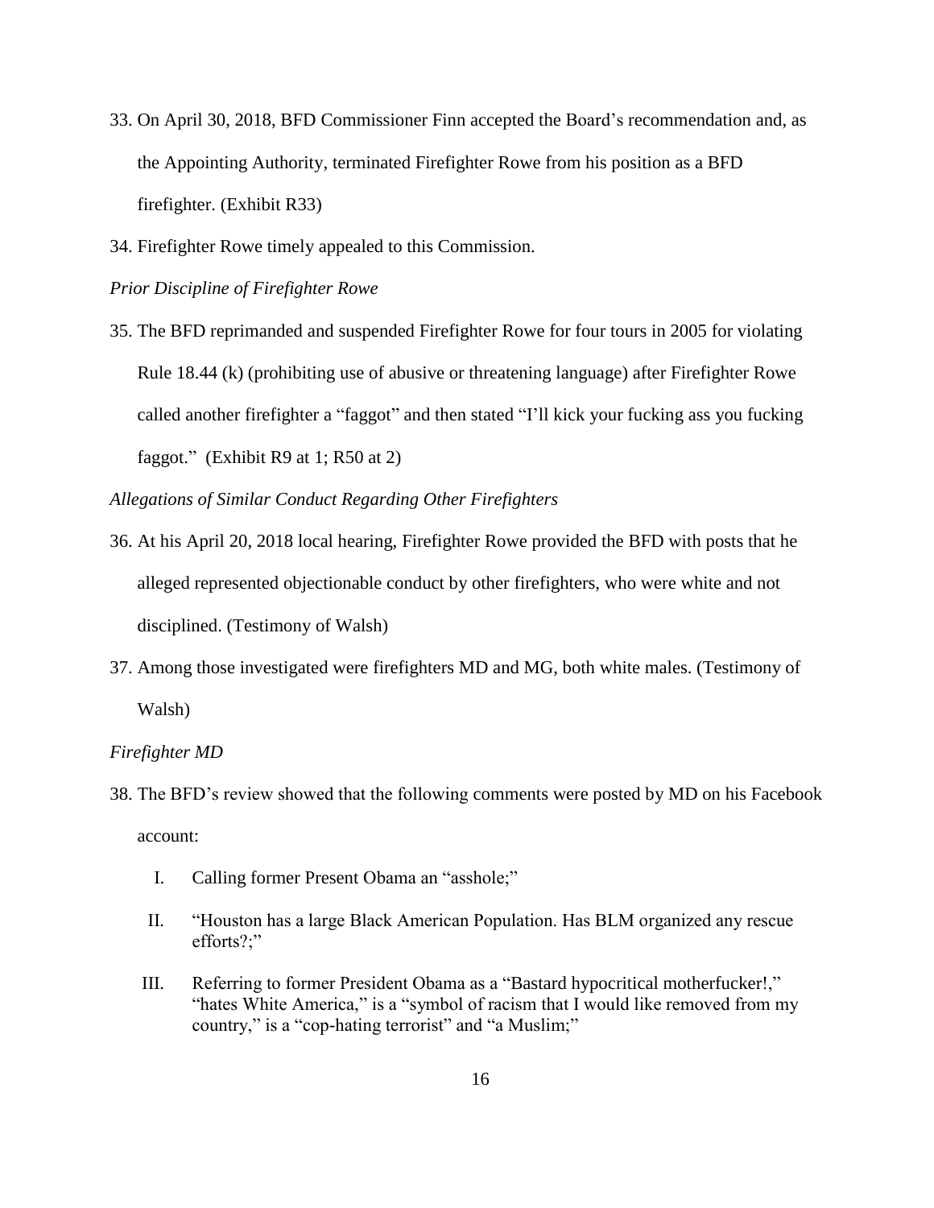33. On April 30, 2018, BFD Commissioner Finn accepted the Board's recommendation and, as the Appointing Authority, terminated Firefighter Rowe from his position as a BFD firefighter. (Exhibit R33)

34. Firefighter Rowe timely appealed to this Commission.

*Prior Discipline of Firefighter Rowe*

35. The BFD reprimanded and suspended Firefighter Rowe for four tours in 2005 for violating Rule 18.44 (k) (prohibiting use of abusive or threatening language) after Firefighter Rowe called another firefighter a "faggot" and then stated "I'll kick your fucking ass you fucking faggot." (Exhibit R9 at 1; R50 at 2)

*Allegations of Similar Conduct Regarding Other Firefighters*

36. At his April 20, 2018 local hearing, Firefighter Rowe provided the BFD with posts that he alleged represented objectionable conduct by other firefighters, who were white and not disciplined. (Testimony of Walsh)

37. Among those investigated were firefighters MD and MG, both white males. (Testimony of Walsh)

*Firefighter MD*

38. The BFD's review showed that the following comments were posted by MD on his Facebook account:

    I. Calling former Present Obama an "asshole;"

    II. "Houston has a large Black American Population. Has BLM organized any rescue efforts?;"

    III. Referring to former President Obama as a "Bastard hypocritical motherfucker!," "hates White America," is a "symbol of racism that I would like removed from my country," is a "cop-hating terrorist" and "a Muslim;"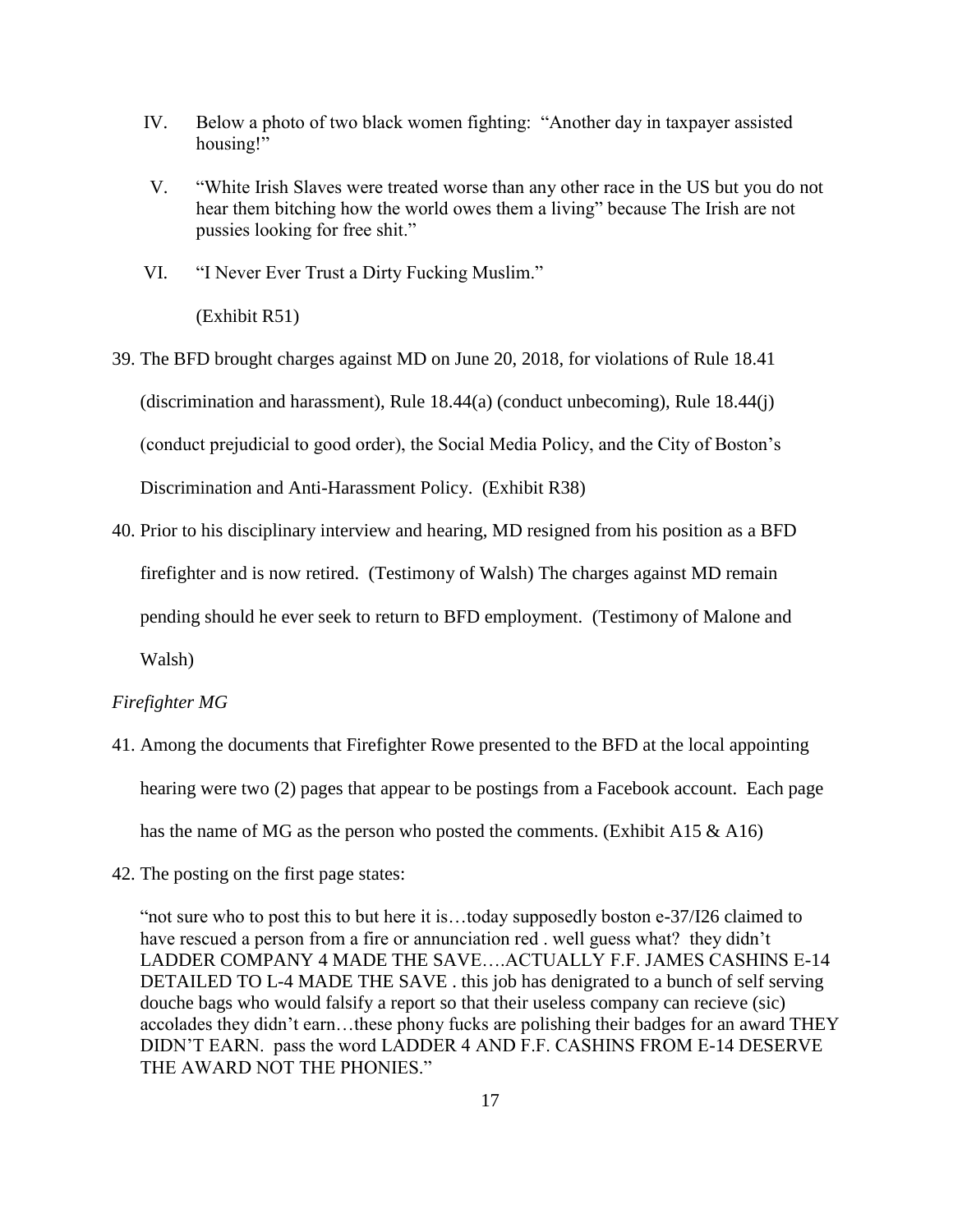IV. Below a photo of two black women fighting: "Another day in taxpayer assisted housing!"

V. "White Irish Slaves were treated worse than any other race in the US but you do not hear them bitching how the world owes them a living" because The Irish are not pussies looking for free shit."

VI. "I Never Ever Trust a Dirty Fucking Muslim."

(Exhibit R51)

39. The BFD brought charges against MD on June 20, 2018, for violations of Rule 18.41 (discrimination and harassment), Rule 18.44(a) (conduct unbecoming), Rule 18.44(j) (conduct prejudicial to good order), the Social Media Policy, and the City of Boston's Discrimination and Anti-Harassment Policy. (Exhibit R38)

40. Prior to his disciplinary interview and hearing, MD resigned from his position as a BFD firefighter and is now retired. (Testimony of Walsh) The charges against MD remain pending should he ever seek to return to BFD employment. (Testimony of Malone and Walsh)

*Firefighter MG*

41. Among the documents that Firefighter Rowe presented to the BFD at the local appointing hearing were two (2) pages that appear to be postings from a Facebook account. Each page has the name of MG as the person who posted the comments. (Exhibit A15 & A16)

42. The posting on the first page states:

"not sure who to post this to but here it is…today supposedly boston e-37/I26 claimed to have rescued a person from a fire or annunciation red . well guess what? they didn't LADDER COMPANY 4 MADE THE SAVE….ACTUALLY F.F. JAMES CASHINS E-14 DETAILED TO L-4 MADE THE SAVE . this job has denigrated to a bunch of self serving douche bags who would falsify a report so that their useless company can recieve (sic) accolades they didn't earn…these phony fucks are polishing their badges for an award THEY DIDN'T EARN. pass the word LADDER 4 AND F.F. CASHINS FROM E-14 DESERVE THE AWARD NOT THE PHONIES."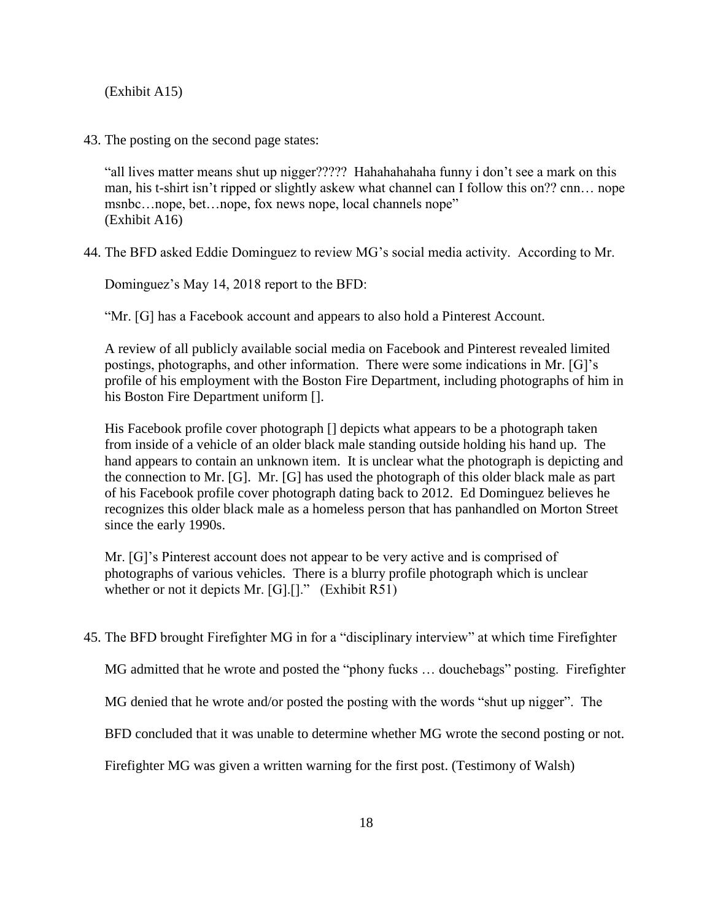(Exhibit A15)

43. The posting on the second page states:

    "all lives matter means shut up nigger????? Hahahahahaha funny i don't see a mark on this man, his t-shirt isn't ripped or slightly askew what channel can I follow this on?? cnn… nope msnbc…nope, bet…nope, fox news nope, local channels nope"
    (Exhibit A16)

44. The BFD asked Eddie Dominguez to review MG's social media activity. According to Mr. Dominguez's May 14, 2018 report to the BFD:

    "Mr. [G] has a Facebook account and appears to also hold a Pinterest Account.

    A review of all publicly available social media on Facebook and Pinterest revealed limited postings, photographs, and other information. There were some indications in Mr. [G]'s profile of his employment with the Boston Fire Department, including photographs of him in his Boston Fire Department uniform [].

    His Facebook profile cover photograph [] depicts what appears to be a photograph taken from inside of a vehicle of an older black male standing outside holding his hand up. The hand appears to contain an unknown item. It is unclear what the photograph is depicting and the connection to Mr. [G]. Mr. [G] has used the photograph of this older black male as part of his Facebook profile cover photograph dating back to 2012. Ed Dominguez believes he recognizes this older black male as a homeless person that has panhandled on Morton Street since the early 1990s.

    Mr. [G]'s Pinterest account does not appear to be very active and is comprised of photographs of various vehicles. There is a blurry profile photograph which is unclear whether or not it depicts Mr. [G].[]." (Exhibit R51)

45. The BFD brought Firefighter MG in for a "disciplinary interview" at which time Firefighter MG admitted that he wrote and posted the "phony fucks … douchebags" posting. Firefighter MG denied that he wrote and/or posted the posting with the words "shut up nigger". The BFD concluded that it was unable to determine whether MG wrote the second posting or not. Firefighter MG was given a written warning for the first post. (Testimony of Walsh)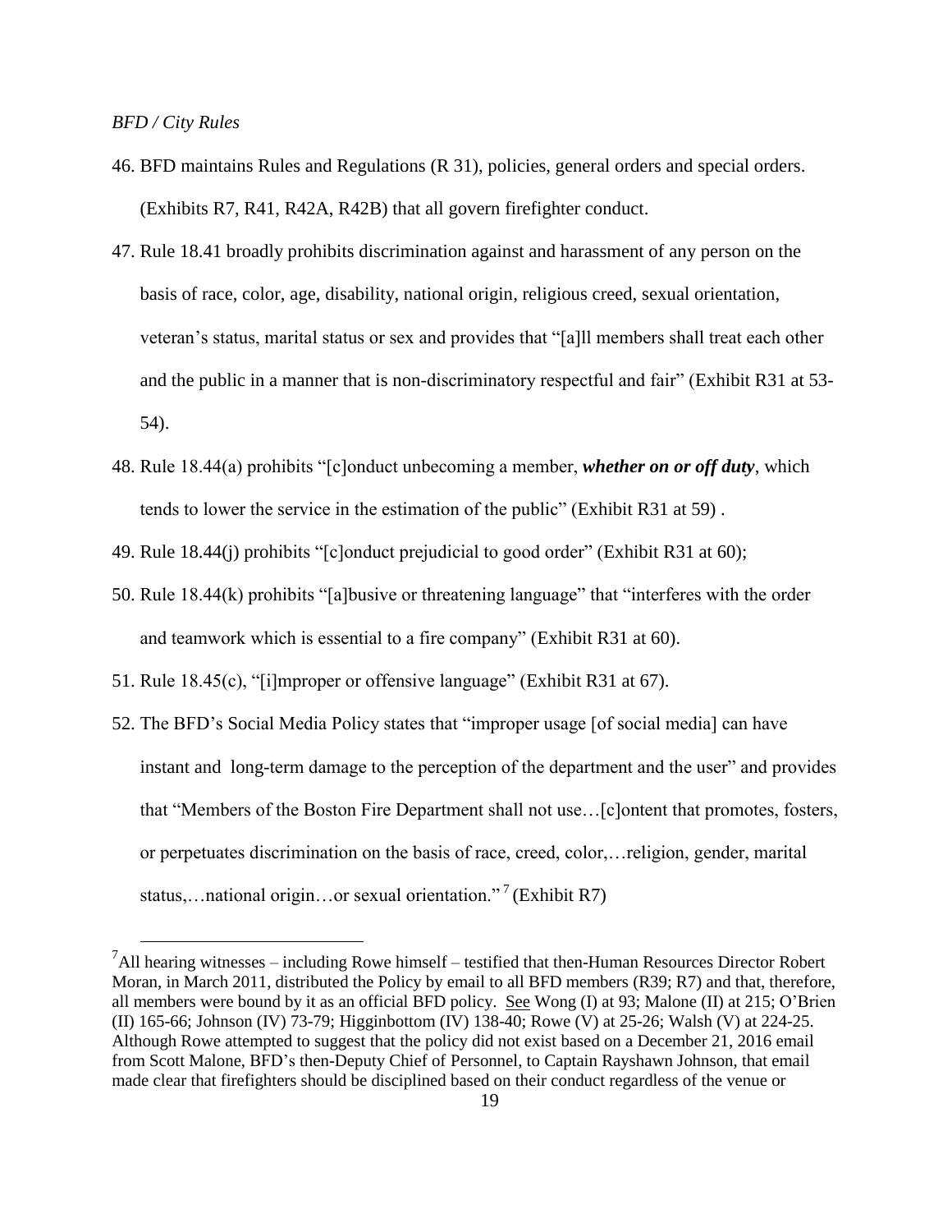*BFD / City Rules*

46. BFD maintains Rules and Regulations (R 31), policies, general orders and special orders. (Exhibits R7, R41, R42A, R42B) that all govern firefighter conduct.

47. Rule 18.41 broadly prohibits discrimination against and harassment of any person on the basis of race, color, age, disability, national origin, religious creed, sexual orientation, veteran's status, marital status or sex and provides that "[a]ll members shall treat each other and the public in a manner that is non-discriminatory respectful and fair" (Exhibit R31 at 53-54).

48. Rule 18.44(a) prohibits "[c]onduct unbecoming a member, ***whether on or off duty***, which tends to lower the service in the estimation of the public" (Exhibit R31 at 59) .

49. Rule 18.44(j) prohibits "[c]onduct prejudicial to good order" (Exhibit R31 at 60);

50. Rule 18.44(k) prohibits "[a]busive or threatening language" that "interferes with the order and teamwork which is essential to a fire company" (Exhibit R31 at 60).

51. Rule 18.45(c), "[i]mproper or offensive language" (Exhibit R31 at 67).

52. The BFD's Social Media Policy states that "improper usage [of social media] can have instant and long-term damage to the perception of the department and the user" and provides that "Members of the Boston Fire Department shall not use…[c]ontent that promotes, fosters, or perpetuates discrimination on the basis of race, creed, color,…religion, gender, marital status,…national origin…or sexual orientation." [7] (Exhibit R7)

[7] All hearing witnesses – including Rowe himself – testified that then-Human Resources Director Robert Moran, in March 2011, distributed the Policy by email to all BFD members (R39; R7) and that, therefore, all members were bound by it as an official BFD policy. See Wong (I) at 93; Malone (II) at 215; O'Brien (II) 165-66; Johnson (IV) 73-79; Higginbottom (IV) 138-40; Rowe (V) at 25-26; Walsh (V) at 224-25. Although Rowe attempted to suggest that the policy did not exist based on a December 21, 2016 email from Scott Malone, BFD's then-Deputy Chief of Personnel, to Captain Rayshawn Johnson, that email made clear that firefighters should be disciplined based on their conduct regardless of the venue or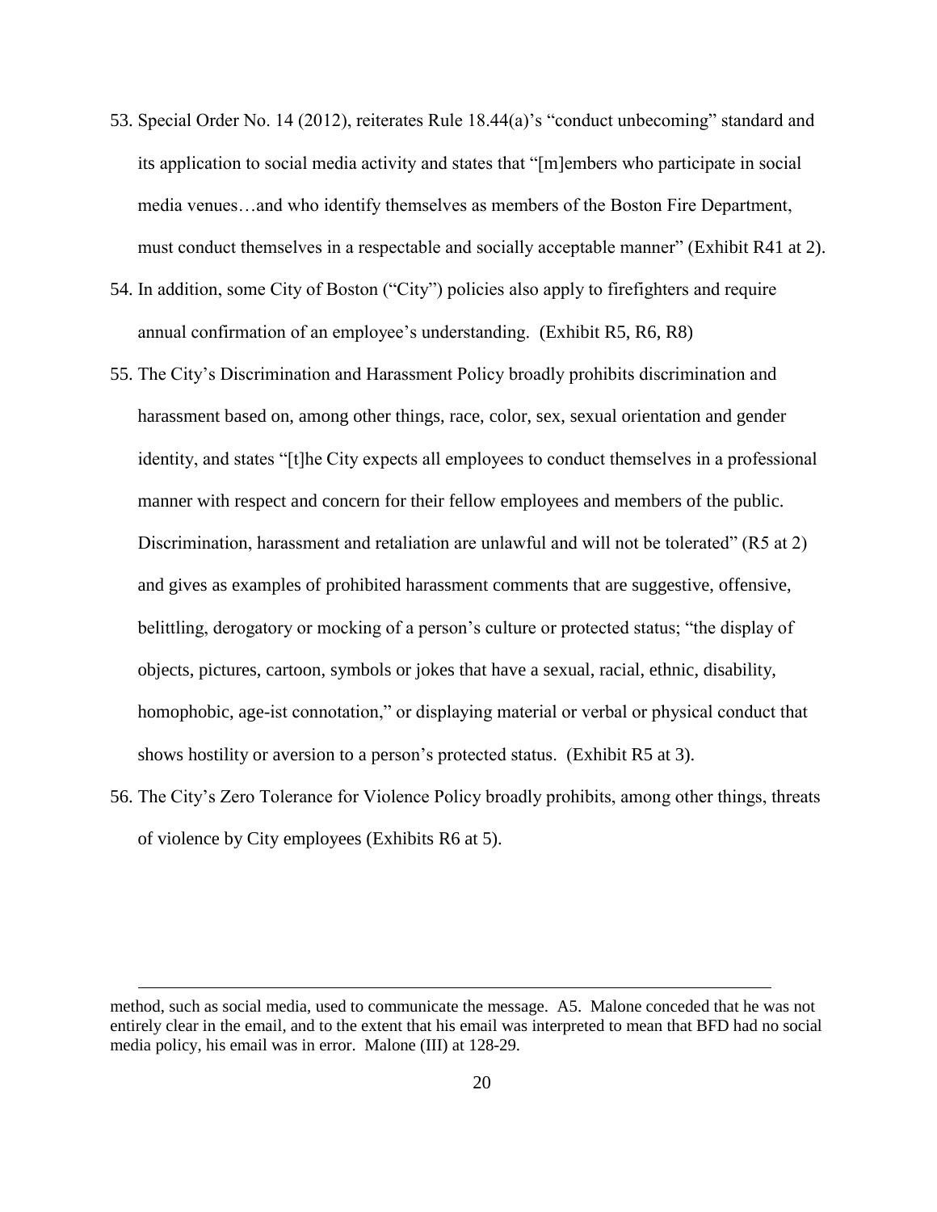53. Special Order No. 14 (2012), reiterates Rule 18.44(a)'s "conduct unbecoming" standard and its application to social media activity and states that "[m]embers who participate in social media venues…and who identify themselves as members of the Boston Fire Department, must conduct themselves in a respectable and socially acceptable manner" (Exhibit R41 at 2).

54. In addition, some City of Boston ("City") policies also apply to firefighters and require annual confirmation of an employee's understanding. (Exhibit R5, R6, R8)

55. The City's Discrimination and Harassment Policy broadly prohibits discrimination and harassment based on, among other things, race, color, sex, sexual orientation and gender identity, and states "[t]he City expects all employees to conduct themselves in a professional manner with respect and concern for their fellow employees and members of the public. Discrimination, harassment and retaliation are unlawful and will not be tolerated" (R5 at 2) and gives as examples of prohibited harassment comments that are suggestive, offensive, belittling, derogatory or mocking of a person's culture or protected status; "the display of objects, pictures, cartoon, symbols or jokes that have a sexual, racial, ethnic, disability, homophobic, age-ist connotation," or displaying material or verbal or physical conduct that shows hostility or aversion to a person's protected status. (Exhibit R5 at 3).

56. The City's Zero Tolerance for Violence Policy broadly prohibits, among other things, threats of violence by City employees (Exhibits R6 at 5).

---

method, such as social media, used to communicate the message. A5. Malone conceded that he was not entirely clear in the email, and to the extent that his email was interpreted to mean that BFD had no social media policy, his email was in error. Malone (III) at 128-29.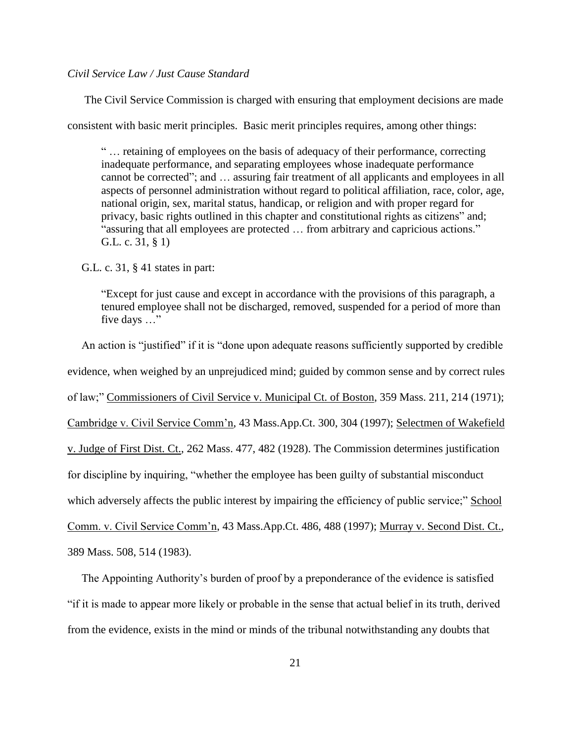*Civil Service Law / Just Cause Standard*

The Civil Service Commission is charged with ensuring that employment decisions are made consistent with basic merit principles. Basic merit principles requires, among other things:

> " … retaining of employees on the basis of adequacy of their performance, correcting inadequate performance, and separating employees whose inadequate performance cannot be corrected"; and … assuring fair treatment of all applicants and employees in all aspects of personnel administration without regard to political affiliation, race, color, age, national origin, sex, marital status, handicap, or religion and with proper regard for privacy, basic rights outlined in this chapter and constitutional rights as citizens" and; "assuring that all employees are protected … from arbitrary and capricious actions." G.L. c. 31, § 1)

G.L. c. 31, § 41 states in part:

> "Except for just cause and except in accordance with the provisions of this paragraph, a tenured employee shall not be discharged, removed, suspended for a period of more than five days …"

An action is "justified" if it is "done upon adequate reasons sufficiently supported by credible evidence, when weighed by an unprejudiced mind; guided by common sense and by correct rules of law;" Commissioners of Civil Service v. Municipal Ct. of Boston, 359 Mass. 211, 214 (1971); Cambridge v. Civil Service Comm'n, 43 Mass.App.Ct. 300, 304 (1997); Selectmen of Wakefield v. Judge of First Dist. Ct., 262 Mass. 477, 482 (1928). The Commission determines justification for discipline by inquiring, "whether the employee has been guilty of substantial misconduct which adversely affects the public interest by impairing the efficiency of public service;" School Comm. v. Civil Service Comm'n, 43 Mass.App.Ct. 486, 488 (1997); Murray v. Second Dist. Ct., 389 Mass. 508, 514 (1983).

The Appointing Authority's burden of proof by a preponderance of the evidence is satisfied "if it is made to appear more likely or probable in the sense that actual belief in its truth, derived from the evidence, exists in the mind or minds of the tribunal notwithstanding any doubts that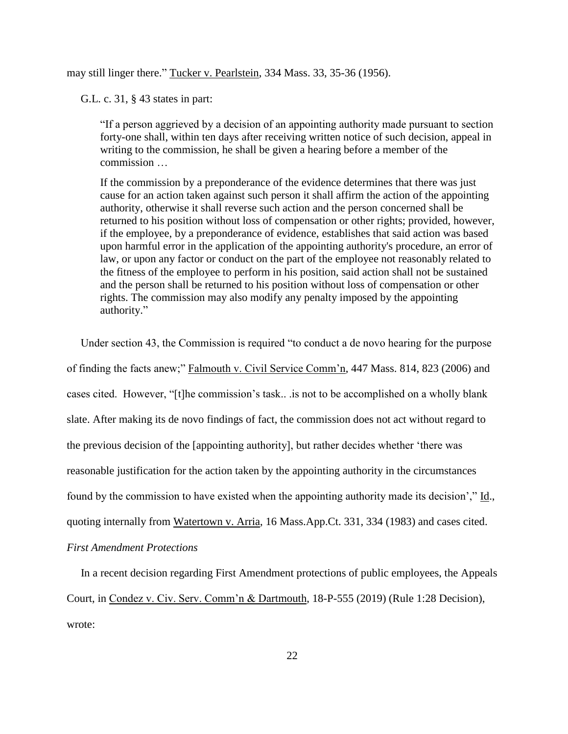may still linger there." Tucker v. Pearlstein, 334 Mass. 33, 35-36 (1956).

G.L. c. 31, § 43 states in part:

> "If a person aggrieved by a decision of an appointing authority made pursuant to section forty-one shall, within ten days after receiving written notice of such decision, appeal in writing to the commission, he shall be given a hearing before a member of the commission …
>
> If the commission by a preponderance of the evidence determines that there was just cause for an action taken against such person it shall affirm the action of the appointing authority, otherwise it shall reverse such action and the person concerned shall be returned to his position without loss of compensation or other rights; provided, however, if the employee, by a preponderance of evidence, establishes that said action was based upon harmful error in the application of the appointing authority's procedure, an error of law, or upon any factor or conduct on the part of the employee not reasonably related to the fitness of the employee to perform in his position, said action shall not be sustained and the person shall be returned to his position without loss of compensation or other rights. The commission may also modify any penalty imposed by the appointing authority."

Under section 43, the Commission is required "to conduct a de novo hearing for the purpose of finding the facts anew;" Falmouth v. Civil Service Comm'n, 447 Mass. 814, 823 (2006) and cases cited. However, "[t]he commission's task.. .is not to be accomplished on a wholly blank slate. After making its de novo findings of fact, the commission does not act without regard to the previous decision of the [appointing authority], but rather decides whether 'there was reasonable justification for the action taken by the appointing authority in the circumstances found by the commission to have existed when the appointing authority made its decision'," Id., quoting internally from Watertown v. Arria, 16 Mass.App.Ct. 331, 334 (1983) and cases cited.

*First Amendment Protections*

In a recent decision regarding First Amendment protections of public employees, the Appeals Court, in Condez v. Civ. Serv. Comm'n & Dartmouth, 18-P-555 (2019) (Rule 1:28 Decision), wrote: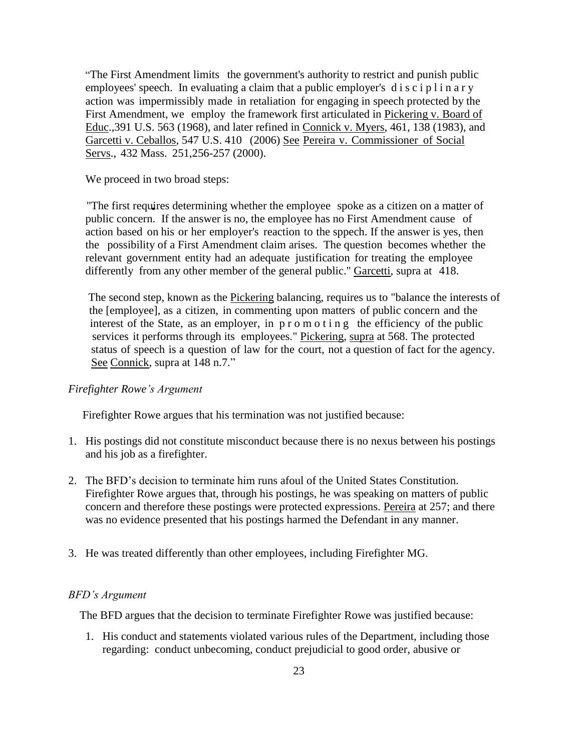"The First Amendment limits the government's authority to restrict and punish public employees' speech. In evaluating a claim that a public employer's disciplinary action was impermissibly made in retaliation for engaging in speech protected by the First Amendment, we employ the framework first articulated in Pickering v. Board of Educ.,391 U.S. 563 (1968), and later refined in Connick v. Myers, 461, 138 (1983), and Garcetti v. Ceballos, 547 U.S. 410 (2006) See Pereira v. Commissioner of Social Servs., 432 Mass. 251,256-257 (2000).

We proceed in two broad steps:

"The first requires determining whether the employee spoke as a citizen on a matter of public concern. If the answer is no, the employee has no First Amendment cause of action based on his or her employer's reaction to the sppech. If the answer is yes, then the possibility of a First Amendment claim arises. The question becomes whether the relevant government entity had an adequate justification for treating the employee differently from any other member of the general public." Garcetti, supra at 418.

The second step, known as the Pickering balancing, requires us to "balance the interests of the [employee], as a citizen, in commenting upon matters of public concern and the interest of the State, as an employer, in promoting the efficiency of the public services it performs through its employees." Pickering, supra at 568. The protected status of speech is a question of law for the court, not a question of fact for the agency. See Connick, supra at 148 n.7."

*Firefighter Rowe's Argument*

Firefighter Rowe argues that his termination was not justified because:

1. His postings did not constitute misconduct because there is no nexus between his postings and his job as a firefighter.
2. The BFD's decision to terminate him runs afoul of the United States Constitution. Firefighter Rowe argues that, through his postings, he was speaking on matters of public concern and therefore these postings were protected expressions. Pereira at 257; and there was no evidence presented that his postings harmed the Defendant in any manner.
3. He was treated differently than other employees, including Firefighter MG.

*BFD's Argument*

The BFD argues that the decision to terminate Firefighter Rowe was justified because:

1. His conduct and statements violated various rules of the Department, including those regarding: conduct unbecoming, conduct prejudicial to good order, abusive or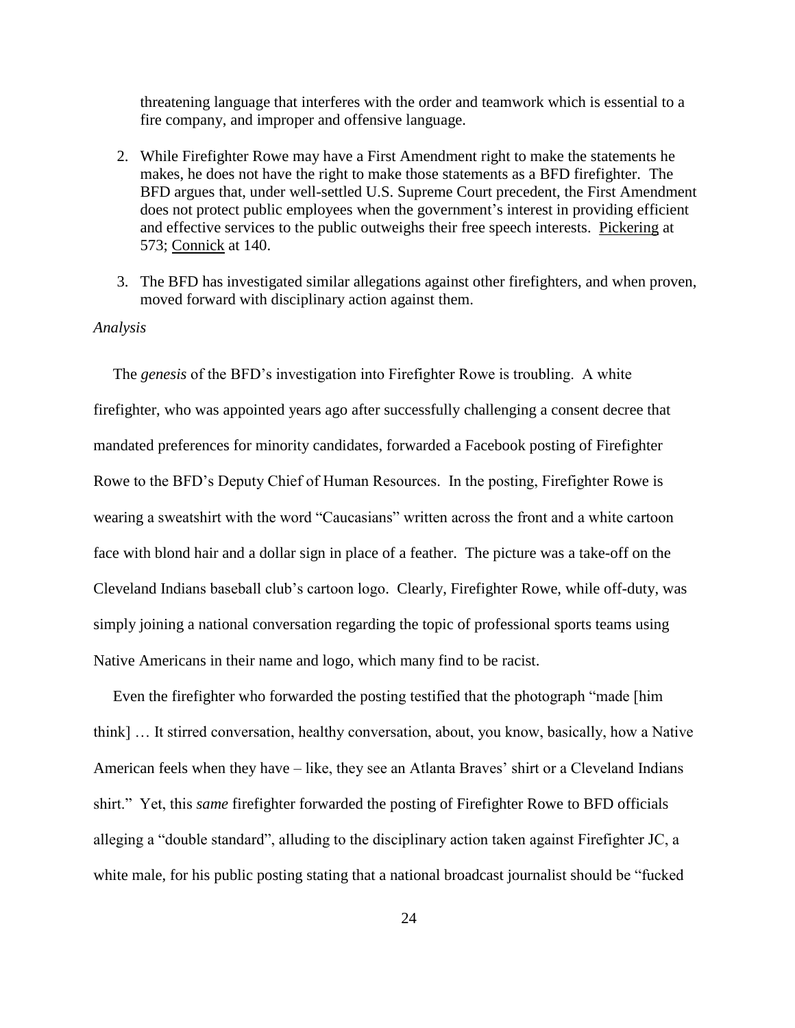threatening language that interferes with the order and teamwork which is essential to a fire company, and improper and offensive language.

2. While Firefighter Rowe may have a First Amendment right to make the statements he makes, he does not have the right to make those statements as a BFD firefighter. The BFD argues that, under well-settled U.S. Supreme Court precedent, the First Amendment does not protect public employees when the government's interest in providing efficient and effective services to the public outweighs their free speech interests. Pickering at 573; Connick at 140.

3. The BFD has investigated similar allegations against other firefighters, and when proven, moved forward with disciplinary action against them.

*Analysis*

The *genesis* of the BFD's investigation into Firefighter Rowe is troubling. A white firefighter, who was appointed years ago after successfully challenging a consent decree that mandated preferences for minority candidates, forwarded a Facebook posting of Firefighter Rowe to the BFD's Deputy Chief of Human Resources. In the posting, Firefighter Rowe is wearing a sweatshirt with the word "Caucasians" written across the front and a white cartoon face with blond hair and a dollar sign in place of a feather. The picture was a take-off on the Cleveland Indians baseball club's cartoon logo. Clearly, Firefighter Rowe, while off-duty, was simply joining a national conversation regarding the topic of professional sports teams using Native Americans in their name and logo, which many find to be racist.

Even the firefighter who forwarded the posting testified that the photograph "made [him think] … It stirred conversation, healthy conversation, about, you know, basically, how a Native American feels when they have – like, they see an Atlanta Braves' shirt or a Cleveland Indians shirt." Yet, this *same* firefighter forwarded the posting of Firefighter Rowe to BFD officials alleging a "double standard", alluding to the disciplinary action taken against Firefighter JC, a white male, for his public posting stating that a national broadcast journalist should be "fucked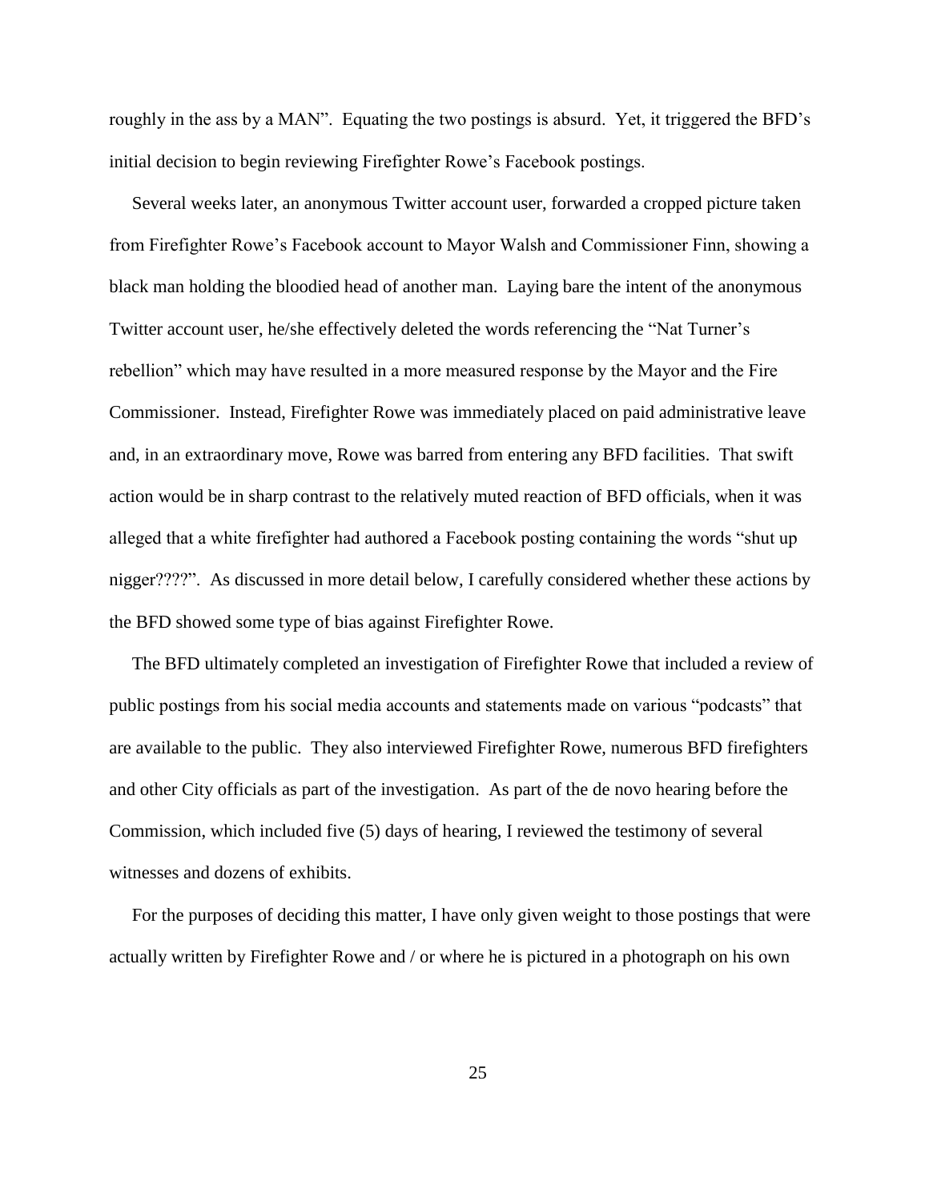roughly in the ass by a MAN". Equating the two postings is absurd. Yet, it triggered the BFD's initial decision to begin reviewing Firefighter Rowe's Facebook postings.

Several weeks later, an anonymous Twitter account user, forwarded a cropped picture taken from Firefighter Rowe's Facebook account to Mayor Walsh and Commissioner Finn, showing a black man holding the bloodied head of another man. Laying bare the intent of the anonymous Twitter account user, he/she effectively deleted the words referencing the "Nat Turner's rebellion" which may have resulted in a more measured response by the Mayor and the Fire Commissioner. Instead, Firefighter Rowe was immediately placed on paid administrative leave and, in an extraordinary move, Rowe was barred from entering any BFD facilities. That swift action would be in sharp contrast to the relatively muted reaction of BFD officials, when it was alleged that a white firefighter had authored a Facebook posting containing the words "shut up nigger????". As discussed in more detail below, I carefully considered whether these actions by the BFD showed some type of bias against Firefighter Rowe.

The BFD ultimately completed an investigation of Firefighter Rowe that included a review of public postings from his social media accounts and statements made on various "podcasts" that are available to the public. They also interviewed Firefighter Rowe, numerous BFD firefighters and other City officials as part of the investigation. As part of the de novo hearing before the Commission, which included five (5) days of hearing, I reviewed the testimony of several witnesses and dozens of exhibits.

For the purposes of deciding this matter, I have only given weight to those postings that were actually written by Firefighter Rowe and / or where he is pictured in a photograph on his own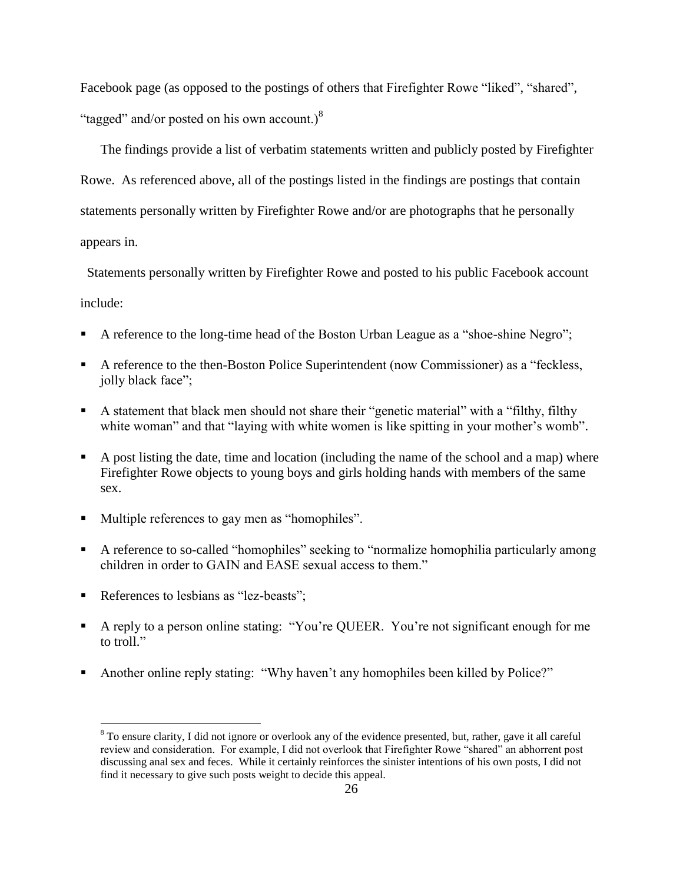Facebook page (as opposed to the postings of others that Firefighter Rowe "liked", "shared", "tagged" and/or posted on his own account.)[8]

The findings provide a list of verbatim statements written and publicly posted by Firefighter Rowe. As referenced above, all of the postings listed in the findings are postings that contain statements personally written by Firefighter Rowe and/or are photographs that he personally appears in.

Statements personally written by Firefighter Rowe and posted to his public Facebook account include:

- A reference to the long-time head of the Boston Urban League as a "shoe-shine Negro";
- A reference to the then-Boston Police Superintendent (now Commissioner) as a "feckless, jolly black face";
- A statement that black men should not share their "genetic material" with a "filthy, filthy white woman" and that "laying with white women is like spitting in your mother's womb".
- A post listing the date, time and location (including the name of the school and a map) where Firefighter Rowe objects to young boys and girls holding hands with members of the same sex.
- Multiple references to gay men as "homophiles".
- A reference to so-called "homophiles" seeking to "normalize homophilia particularly among children in order to GAIN and EASE sexual access to them."
- References to lesbians as "lez-beasts";
- A reply to a person online stating: "You're QUEER. You're not significant enough for me to troll."
- Another online reply stating: "Why haven't any homophiles been killed by Police?"

[8] To ensure clarity, I did not ignore or overlook any of the evidence presented, but, rather, gave it all careful review and consideration. For example, I did not overlook that Firefighter Rowe "shared" an abhorrent post discussing anal sex and feces. While it certainly reinforces the sinister intentions of his own posts, I did not find it necessary to give such posts weight to decide this appeal.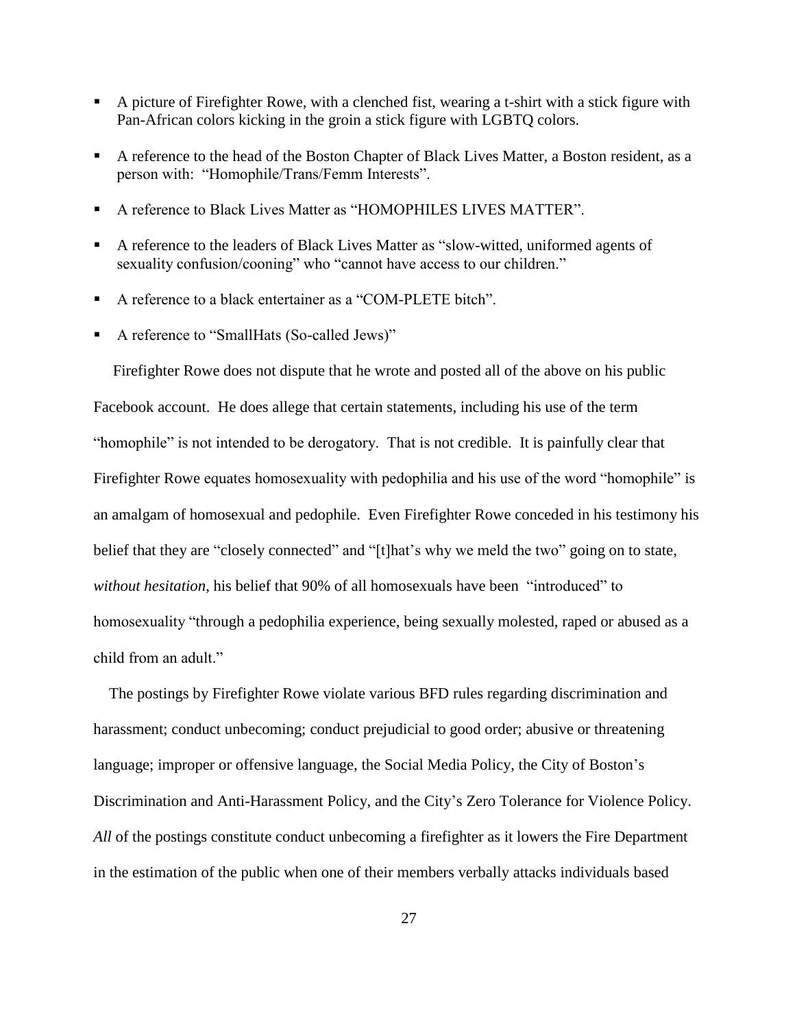- A picture of Firefighter Rowe, with a clenched fist, wearing a t-shirt with a stick figure with Pan-African colors kicking in the groin a stick figure with LGBTQ colors.
- A reference to the head of the Boston Chapter of Black Lives Matter, a Boston resident, as a person with: "Homophile/Trans/Femm Interests".
- A reference to Black Lives Matter as "HOMOPHILES LIVES MATTER".
- A reference to the leaders of Black Lives Matter as "slow-witted, uformed agents of sexuality confusion/cooning" who "cannot have access to our children."
- A reference to a black entertainer as a "COM-PLETE bitch".
- A reference to "SmallHats (So-called Jews)"

Firefighter Rowe does not dispute that he wrote and posted all of the above on his public Facebook account. He does allege that certain statements, including his use of the term "homophile" is not intended to be derogatory. That is not credible. It is painfully clear that Firefighter Rowe equates homosexuality with pedophilia and his use of the word "homophile" is an amalgam of homosexual and pedophile. Even Firefighter Rowe conceded in his testimony his belief that they are "closely connected" and "[t]hat's why we meld the two" going on to state, *without hesitation*, his belief that 90% of all homosexuals have been "introduced" to homosexuality "through a pedophilia experience, being sexually molested, raped or abused as a child from an adult."

The postings by Firefighter Rowe violate various BFD rules regarding discrimination and harassment; conduct unbecoming; conduct prejudicial to good order; abusive or threatening language; improper or offensive language, the Social Media Policy, the City of Boston's Discrimination and Anti-Harassment Policy, and the City's Zero Tolerance for Violence Policy. *All* of the postings constitute conduct unbecoming a firefighter as it lowers the Fire Department in the estimation of the public when one of their members verbally attacks individuals based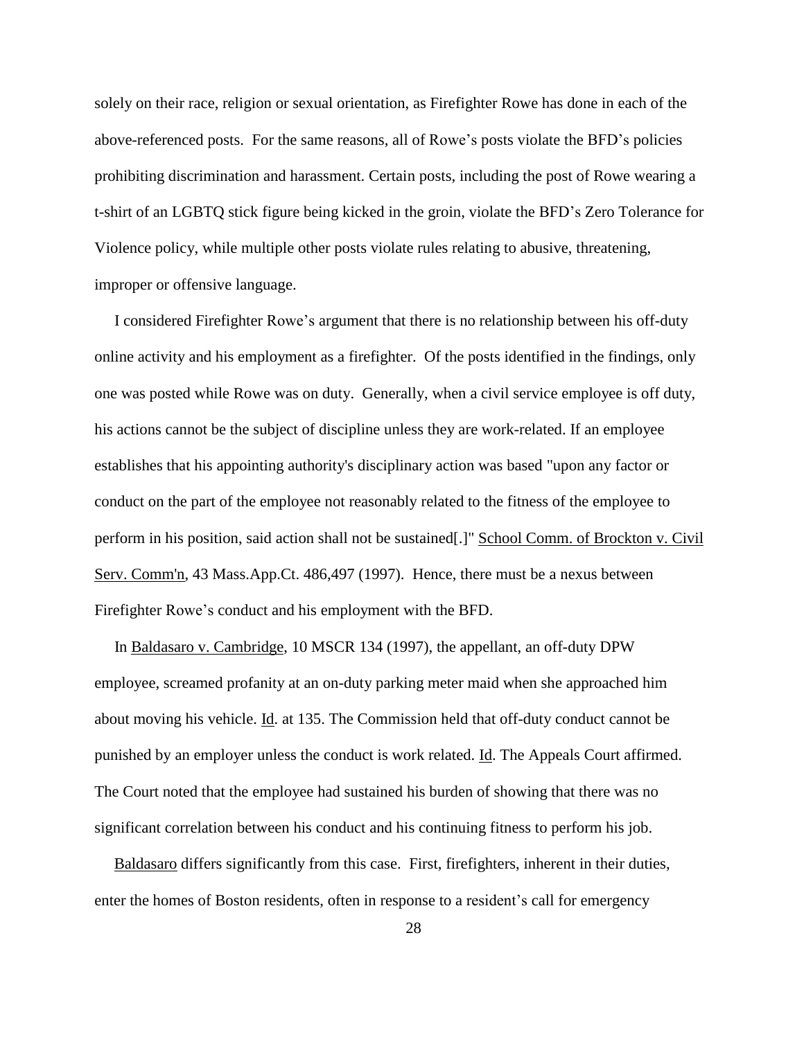solely on their race, religion or sexual orientation, as Firefighter Rowe has done in each of the above-referenced posts. For the same reasons, all of Rowe's posts violate the BFD's policies prohibiting discrimination and harassment. Certain posts, including the post of Rowe wearing a t-shirt of an LGBTQ stick figure being kicked in the groin, violate the BFD's Zero Tolerance for Violence policy, while multiple other posts violate rules relating to abusive, threatening, improper or offensive language.

I considered Firefighter Rowe's argument that there is no relationship between his off-duty online activity and his employment as a firefighter. Of the posts identified in the findings, only one was posted while Rowe was on duty. Generally, when a civil service employee is off duty, his actions cannot be the subject of discipline unless they are work-related. If an employee establishes that his appointing authority's disciplinary action was based "upon any factor or conduct on the part of the employee not reasonably related to the fitness of the employee to perform in his position, said action shall not be sustained[.]" School Comm. of Brockton v. Civil Serv. Comm'n, 43 Mass.App.Ct. 486,497 (1997). Hence, there must be a nexus between Firefighter Rowe's conduct and his employment with the BFD.

In Baldasaro v. Cambridge, 10 MSCR 134 (1997), the appellant, an off-duty DPW employee, screamed profanity at an on-duty parking meter maid when she approached him about moving his vehicle. Id. at 135. The Commission held that off-duty conduct cannot be punished by an employer unless the conduct is work related. Id. The Appeals Court affirmed. The Court noted that the employee had sustained his burden of showing that there was no significant correlation between his conduct and his continuing fitness to perform his job.

Baldasaro differs significantly from this case. First, firefighters, inherent in their duties, enter the homes of Boston residents, often in response to a resident's call for emergency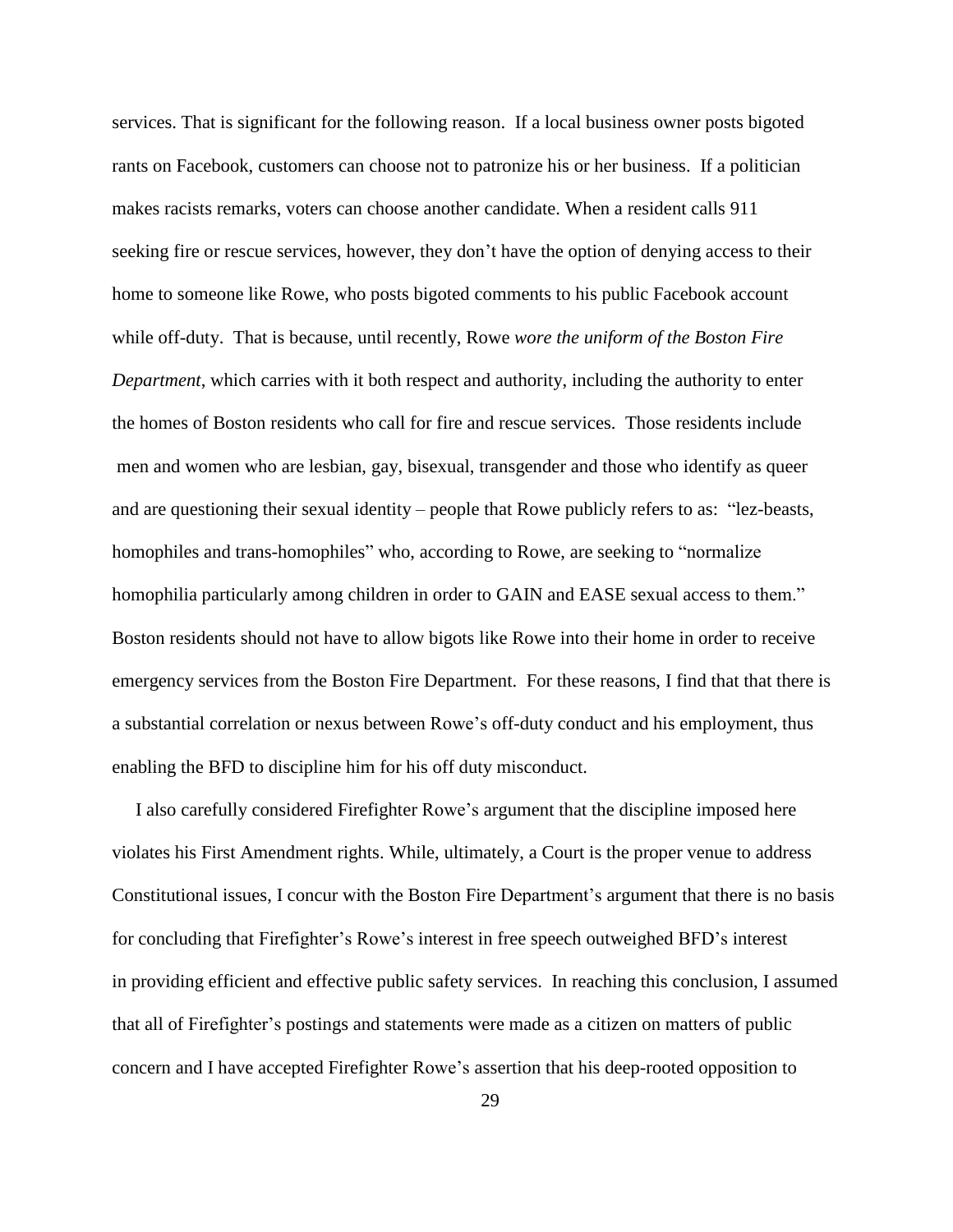services. That is significant for the following reason. If a local business owner posts bigoted rants on Facebook, customers can choose not to patronize his or her business. If a politician makes racists remarks, voters can choose another candidate. When a resident calls 911 seeking fire or rescue services, however, they don't have the option of denying access to their home to someone like Rowe, who posts bigoted comments to his public Facebook account while off-duty. That is because, until recently, Rowe *wore the uniform of the Boston Fire Department*, which carries with it both respect and authority, including the authority to enter the homes of Boston residents who call for fire and rescue services. Those residents include men and women who are lesbian, gay, bisexual, transgender and those who identify as queer and are questioning their sexual identity – people that Rowe publicly refers to as: "lez-beasts, homophiles and trans-homophiles" who, according to Rowe, are seeking to "normalize homophilia particularly among children in order to GAIN and EASE sexual access to them." Boston residents should not have to allow bigots like Rowe into their home in order to receive emergency services from the Boston Fire Department. For these reasons, I find that that there is a substantial correlation or nexus between Rowe's off-duty conduct and his employment, thus enabling the BFD to discipline him for his off duty misconduct.

I also carefully considered Firefighter Rowe's argument that the discipline imposed here violates his First Amendment rights. While, ultimately, a Court is the proper venue to address Constitutional issues, I concur with the Boston Fire Department's argument that there is no basis for concluding that Firefighter's Rowe's interest in free speech outweighed BFD's interest in providing efficient and effective public safety services. In reaching this conclusion, I assumed that all of Firefighter's postings and statements were made as a citizen on matters of public concern and I have accepted Firefighter Rowe's assertion that his deep-rooted opposition to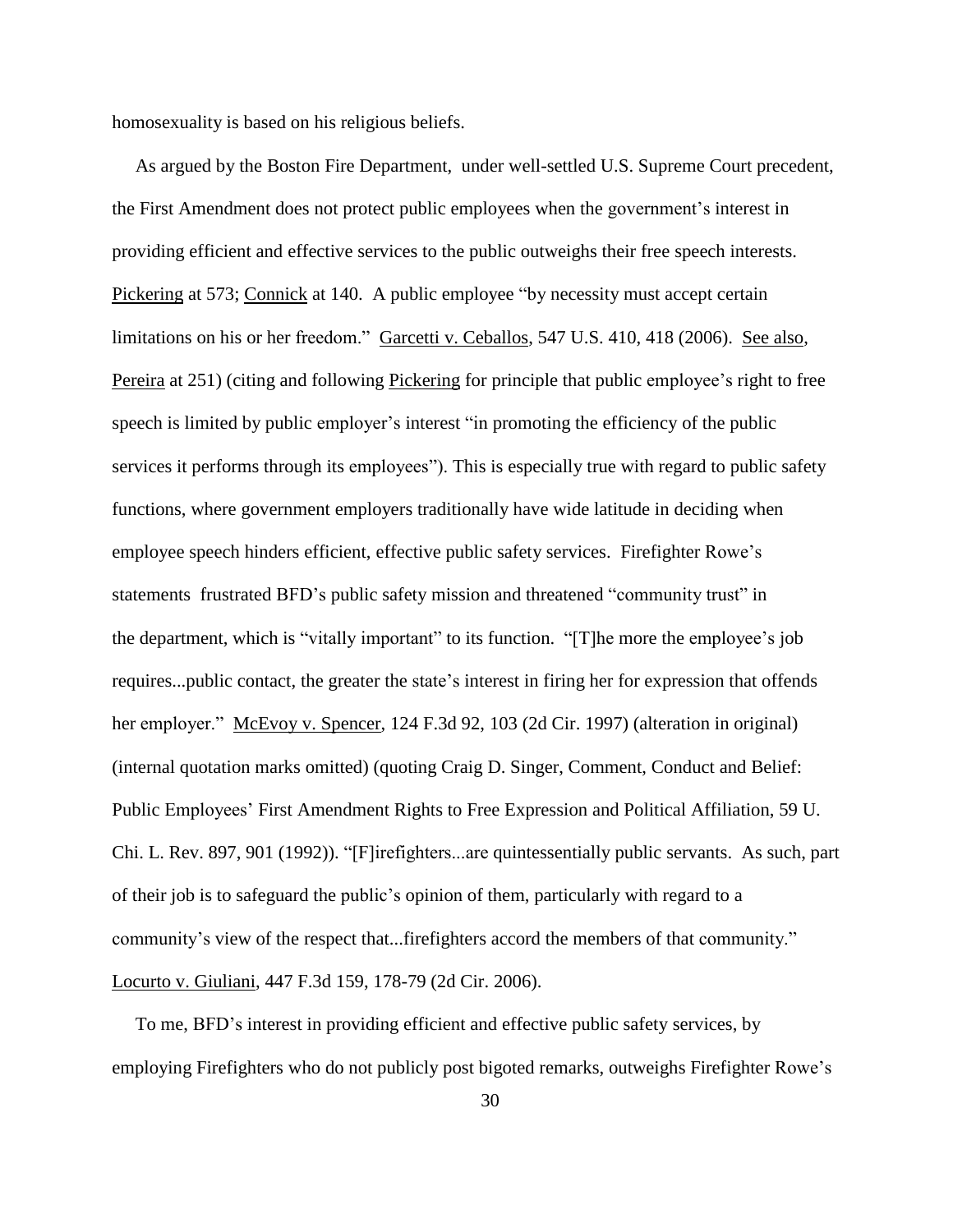homosexuality is based on his religious beliefs.

As argued by the Boston Fire Department, under well-settled U.S. Supreme Court precedent, the First Amendment does not protect public employees when the government's interest in providing efficient and effective services to the public outweighs their free speech interests. Pickering at 573; Connick at 140. A public employee "by necessity must accept certain limitations on his or her freedom." Garcetti v. Ceballos, 547 U.S. 410, 418 (2006). See also, Pereira at 251) (citing and following Pickering for principle that public employee's right to free speech is limited by public employer's interest "in promoting the efficiency of the public services it performs through its employees"). This is especially true with regard to public safety functions, where government employers traditionally have wide latitude in deciding when employee speech hinders efficient, effective public safety services. Firefighter Rowe's statements frustrated BFD's public safety mission and threatened "community trust" in the department, which is "vitally important" to its function. "[T]he more the employee's job requires...public contact, the greater the state's interest in firing her for expression that offends her employer." McEvoy v. Spencer, 124 F.3d 92, 103 (2d Cir. 1997) (alteration in original) (internal quotation marks omitted) (quoting Craig D. Singer, Comment, Conduct and Belief: Public Employees' First Amendment Rights to Free Expression and Political Affiliation, 59 U. Chi. L. Rev. 897, 901 (1992)). "[F]irefighters...are quintessentially public servants. As such, part of their job is to safeguard the public's opinion of them, particularly with regard to a community's view of the respect that...firefighters accord the members of that community." Locurto v. Giuliani, 447 F.3d 159, 178-79 (2d Cir. 2006).

To me, BFD's interest in providing efficient and effective public safety services, by employing Firefighters who do not publicly post bigoted remarks, outweighs Firefighter Rowe's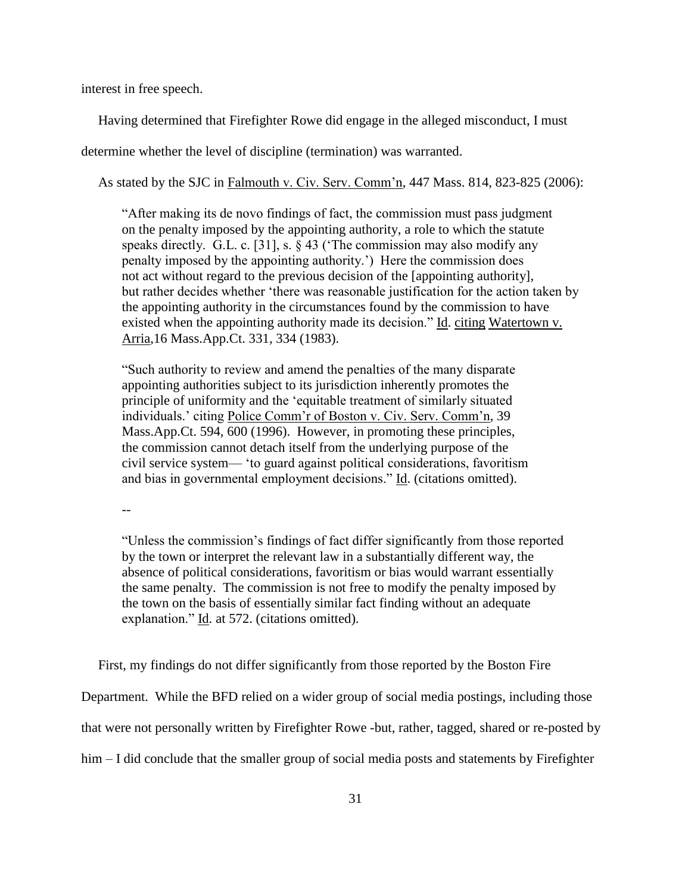interest in free speech.

Having determined that Firefighter Rowe did engage in the alleged misconduct, I must determine whether the level of discipline (termination) was warranted.

As stated by the SJC in Falmouth v. Civ. Serv. Comm'n, 447 Mass. 814, 823-825 (2006):

> "After making its de novo findings of fact, the commission must pass judgment on the penalty imposed by the appointing authority, a role to which the statute speaks directly. G.L. c. [31], s. § 43 ('The commission may also modify any penalty imposed by the appointing authority.') Here the commission does not act without regard to the previous decision of the [appointing authority], but rather decides whether 'there was reasonable justification for the action taken by the appointing authority in the circumstances found by the commission to have existed when the appointing authority made its decision." Id. citing Watertown v. Arria,16 Mass.App.Ct. 331, 334 (1983).
>
> "Such authority to review and amend the penalties of the many disparate appointing authorities subject to its jurisdiction inherently promotes the principle of uniformity and the 'equitable treatment of similarly situated individuals.' citing Police Comm'r of Boston v. Civ. Serv. Comm'n, 39 Mass.App.Ct. 594, 600 (1996). However, in promoting these principles, the commission cannot detach itself from the underlying purpose of the civil service system— 'to guard against political considerations, favoritism and bias in governmental employment decisions." Id. (citations omitted).
>
> --
>
> "Unless the commission's findings of fact differ significantly from those reported by the town or interpret the relevant law in a substantially different way, the absence of political considerations, favoritism or bias would warrant essentially the same penalty. The commission is not free to modify the penalty imposed by the town on the basis of essentially similar fact finding without an adequate explanation." Id. at 572. (citations omitted).

First, my findings do not differ significantly from those reported by the Boston Fire Department. While the BFD relied on a wider group of social media postings, including those that were not personally written by Firefighter Rowe -but, rather, tagged, shared or re-posted by him – I did conclude that the smaller group of social media posts and statements by Firefighter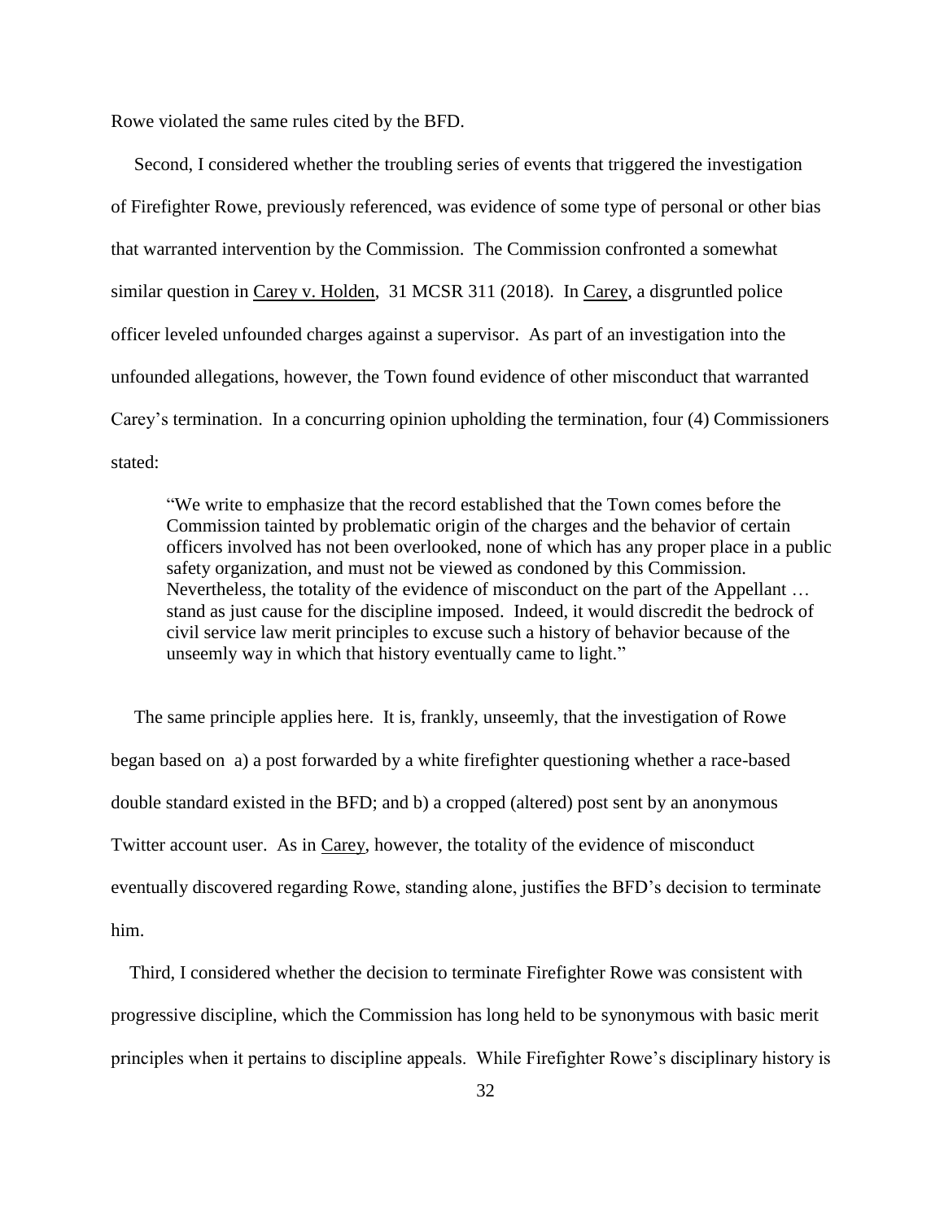Rowe violated the same rules cited by the BFD.

Second, I considered whether the troubling series of events that triggered the investigation of Firefighter Rowe, previously referenced, was evidence of some type of personal or other bias that warranted intervention by the Commission. The Commission confronted a somewhat similar question in Carey v. Holden, 31 MCSR 311 (2018). In Carey, a disgruntled police officer leveled unfounded charges against a supervisor. As part of an investigation into the unfounded allegations, however, the Town found evidence of other misconduct that warranted Carey's termination. In a concurring opinion upholding the termination, four (4) Commissioners stated:

> "We write to emphasize that the record established that the Town comes before the Commission tainted by problematic origin of the charges and the behavior of certain officers involved has not been overlooked, none of which has any proper place in a public safety organization, and must not be viewed as condoned by this Commission. Nevertheless, the totality of the evidence of misconduct on the part of the Appellant … stand as just cause for the discipline imposed. Indeed, it would discredit the bedrock of civil service law merit principles to excuse such a history of behavior because of the unseemly way in which that history eventually came to light."

The same principle applies here. It is, frankly, unseemly, that the investigation of Rowe began based on a) a post forwarded by a white firefighter questioning whether a race-based double standard existed in the BFD; and b) a cropped (altered) post sent by an anonymous Twitter account user. As in Carey, however, the totality of the evidence of misconduct eventually discovered regarding Rowe, standing alone, justifies the BFD's decision to terminate him.

Third, I considered whether the decision to terminate Firefighter Rowe was consistent with progressive discipline, which the Commission has long held to be synonymous with basic merit principles when it pertains to discipline appeals. While Firefighter Rowe's disciplinary history is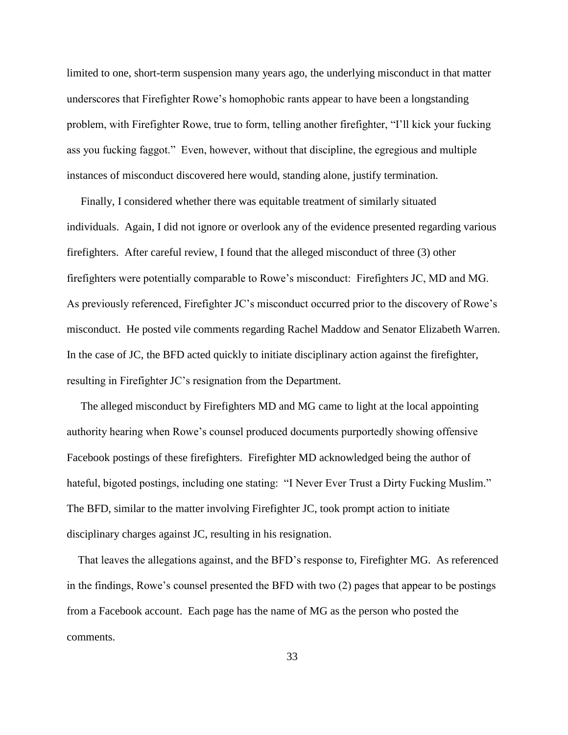limited to one, short-term suspension many years ago, the underlying misconduct in that matter underscores that Firefighter Rowe's homophobic rants appear to have been a longstanding problem, with Firefighter Rowe, true to form, telling another firefighter, "I'll kick your fucking ass you fucking faggot." Even, however, without that discipline, the egregious and multiple instances of misconduct discovered here would, standing alone, justify termination.

Finally, I considered whether there was equitable treatment of similarly situated individuals. Again, I did not ignore or overlook any of the evidence presented regarding various firefighters. After careful review, I found that the alleged misconduct of three (3) other firefighters were potentially comparable to Rowe's misconduct: Firefighters JC, MD and MG. As previously referenced, Firefighter JC's misconduct occurred prior to the discovery of Rowe's misconduct. He posted vile comments regarding Rachel Maddow and Senator Elizabeth Warren. In the case of JC, the BFD acted quickly to initiate disciplinary action against the firefighter, resulting in Firefighter JC's resignation from the Department.

The alleged misconduct by Firefighters MD and MG came to light at the local appointing authority hearing when Rowe's counsel produced documents purportedly showing offensive Facebook postings of these firefighters. Firefighter MD acknowledged being the author of hateful, bigoted postings, including one stating: "I Never Ever Trust a Dirty Fucking Muslim." The BFD, similar to the matter involving Firefighter JC, took prompt action to initiate disciplinary charges against JC, resulting in his resignation.

That leaves the allegations against, and the BFD's response to, Firefighter MG. As referenced in the findings, Rowe's counsel presented the BFD with two (2) pages that appear to be postings from a Facebook account. Each page has the name of MG as the person who posted the comments.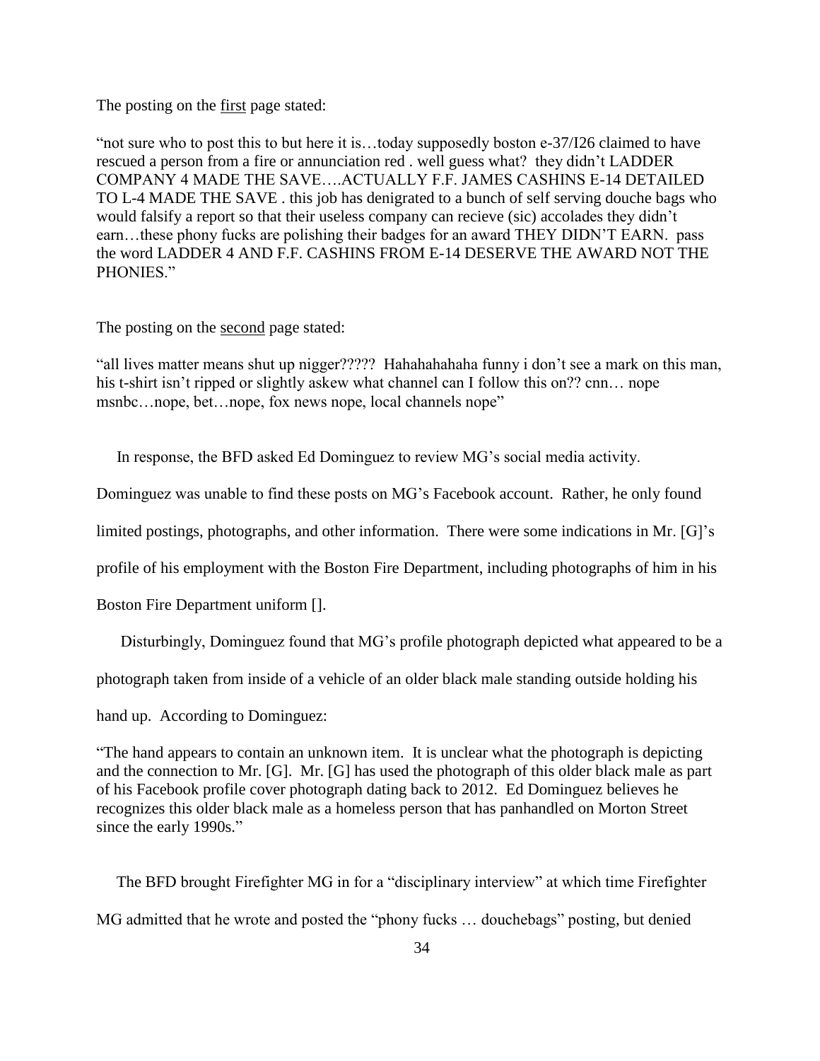The posting on the <u>first</u> page stated:

> "not sure who to post this to but here it is…today supposedly boston e-37/I26 claimed to have rescued a person from a fire or annunciation red . well guess what? they didn't LADDER COMPANY 4 MADE THE SAVE….ACTUALLY F.F. JAMES CASHINS E-14 DETAILED TO L-4 MADE THE SAVE . this job has denigrated to a bunch of self serving douche bags who would falsify a report so that their useless company can recieve (sic) accolades they didn't earn…these phony fucks are polishing their badges for an award THEY DIDN'T EARN. pass the word LADDER 4 AND F.F. CASHINS FROM E-14 DESERVE THE AWARD NOT THE PHONIES."

The posting on the <u>second</u> page stated:

> "all lives matter means shut up nigger????? Hahahahahaha funny i don't see a mark on this man, his t-shirt isn't ripped or slightly askew what channel can I follow this on?? cnn… nope msnbc…nope, bet…nope, fox news nope, local channels nope"

In response, the BFD asked Ed Dominguez to review MG's social media activity. Dominguez was unable to find these posts on MG's Facebook account. Rather, he only found limited postings, photographs, and other information. There were some indications in Mr. [G]'s profile of his employment with the Boston Fire Department, including photographs of him in his Boston Fire Department uniform [].

Disturbingly, Dominguez found that MG's profile photograph depicted what appeared to be a photograph taken from inside of a vehicle of an older black male standing outside holding his hand up. According to Dominguez:

> "The hand appears to contain an unknown item. It is unclear what the photograph is depicting and the connection to Mr. [G]. Mr. [G] has used the photograph of this older black male as part of his Facebook profile cover photograph dating back to 2012. Ed Dominguez believes he recognizes this older black male as a homeless person that has panhandled on Morton Street since the early 1990s."

The BFD brought Firefighter MG in for a "disciplinary interview" at which time Firefighter MG admitted that he wrote and posted the "phony fucks … douchebags" posting, but denied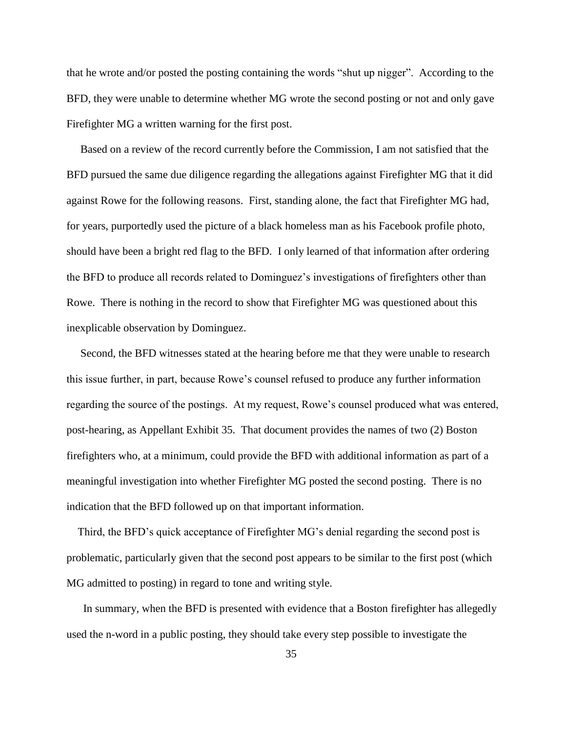that he wrote and/or posted the posting containing the words "shut up nigger". According to the BFD, they were unable to determine whether MG wrote the second posting or not and only gave Firefighter MG a written warning for the first post.

Based on a review of the record currently before the Commission, I am not satisfied that the BFD pursued the same due diligence regarding the allegations against Firefighter MG that it did against Rowe for the following reasons. First, standing alone, the fact that Firefighter MG had, for years, purportedly used the picture of a black homeless man as his Facebook profile photo, should have been a bright red flag to the BFD. I only learned of that information after ordering the BFD to produce all records related to Dominguez's investigations of firefighters other than Rowe. There is nothing in the record to show that Firefighter MG was questioned about this inexplicable observation by Dominguez.

Second, the BFD witnesses stated at the hearing before me that they were unable to research this issue further, in part, because Rowe's counsel refused to produce any further information regarding the source of the postings. At my request, Rowe's counsel produced what was entered, post-hearing, as Appellant Exhibit 35. That document provides the names of two (2) Boston firefighters who, at a minimum, could provide the BFD with additional information as part of a meaningful investigation into whether Firefighter MG posted the second posting. There is no indication that the BFD followed up on that important information.

Third, the BFD's quick acceptance of Firefighter MG's denial regarding the second post is problematic, particularly given that the second post appears to be similar to the first post (which MG admitted to posting) in regard to tone and writing style.

In summary, when the BFD is presented with evidence that a Boston firefighter has allegedly used the n-word in a public posting, they should take every step possible to investigate the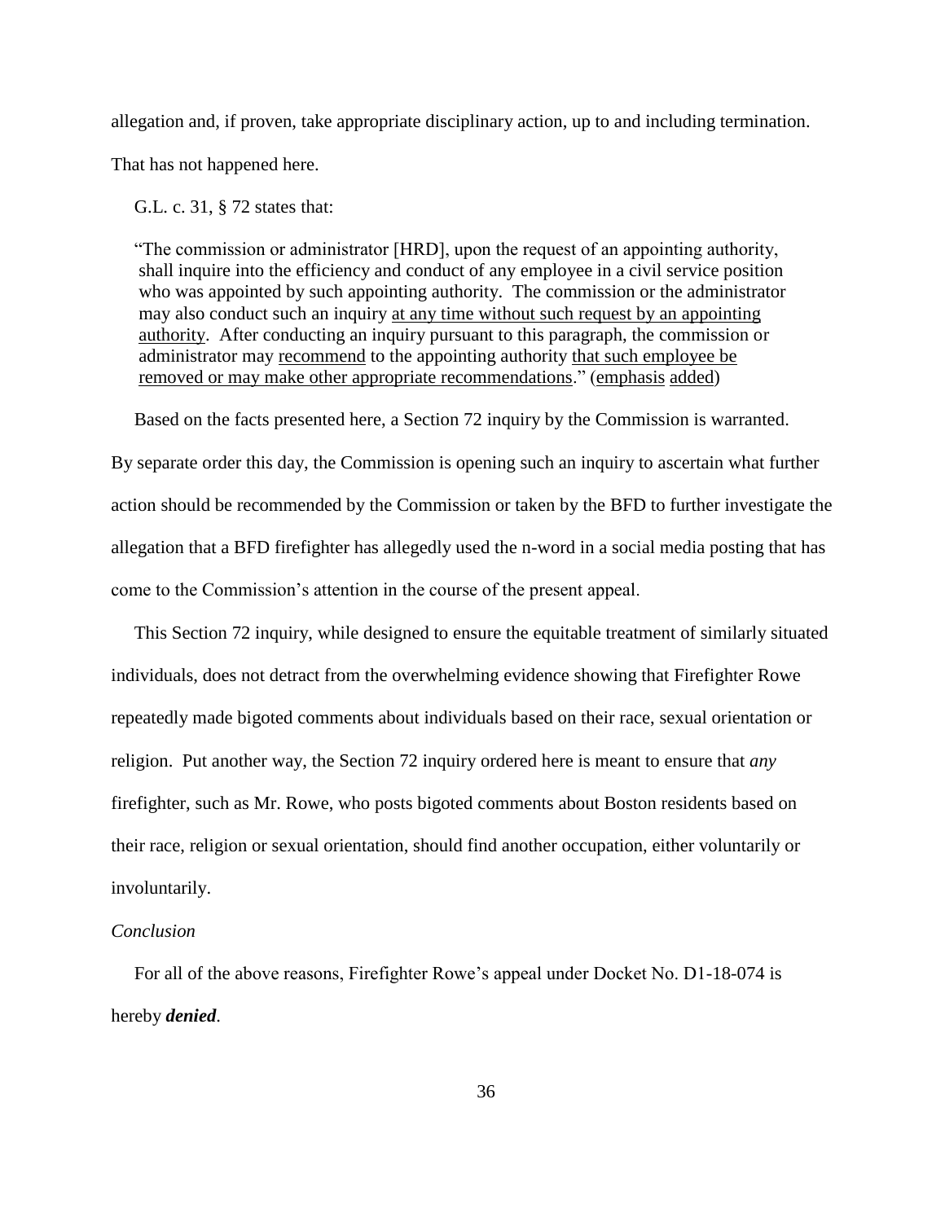allegation and, if proven, take appropriate disciplinary action, up to and including termination. That has not happened here.

G.L. c. 31, § 72 states that:

> "The commission or administrator [HRD], upon the request of an appointing authority, shall inquire into the efficiency and conduct of any employee in a civil service position who was appointed by such appointing authority. The commission or the administrator may also conduct such an inquiry <u>at any time without such request by an appointing authority</u>. After conducting an inquiry pursuant to this paragraph, the commission or administrator may <u>recommend</u> to the appointing authority <u>that such employee be removed or may make other appropriate recommendations</u>." (<u>emphasis added</u>)

Based on the facts presented here, a Section 72 inquiry by the Commission is warranted. By separate order this day, the Commission is opening such an inquiry to ascertain what further action should be recommended by the Commission or taken by the BFD to further investigate the allegation that a BFD firefighter has allegedly used the n-word in a social media posting that has come to the Commission's attention in the course of the present appeal.

This Section 72 inquiry, while designed to ensure the equitable treatment of similarly situated individuals, does not detract from the overwhelming evidence showing that Firefighter Rowe repeatedly made bigoted comments about individuals based on their race, sexual orientation or religion. Put another way, the Section 72 inquiry ordered here is meant to ensure that *any* firefighter, such as Mr. Rowe, who posts bigoted comments about Boston residents based on their race, religion or sexual orientation, should find another occupation, either voluntarily or involuntarily.

*Conclusion*

For all of the above reasons, Firefighter Rowe's appeal under Docket No. D1-18-074 is hereby ***denied***.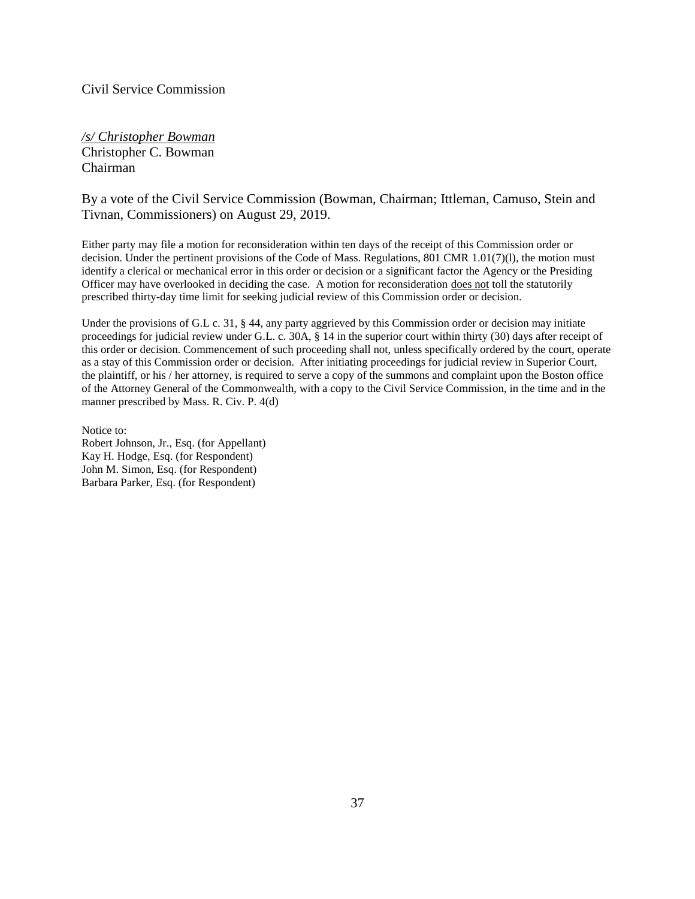Civil Service Commission

*<u>/s/ Christopher Bowman</u>*
Christopher C. Bowman
Chairman

By a vote of the Civil Service Commission (Bowman, Chairman; Ittleman, Camuso, Stein and Tivnan, Commissioners) on August 29, 2019.

Either party may file a motion for reconsideration within ten days of the receipt of this Commission order or decision. Under the pertinent provisions of the Code of Mass. Regulations, 801 CMR 1.01(7)(l), the motion must identify a clerical or mechanical error in this order or decision or a significant factor the Agency or the Presiding Officer may have overlooked in deciding the case. A motion for reconsideration <u>does not</u> toll the statutorily prescribed thirty-day time limit for seeking judicial review of this Commission order or decision.

Under the provisions of G.L c. 31, § 44, any party aggrieved by this Commission order or decision may initiate proceedings for judicial review under G.L. c. 30A, § 14 in the superior court within thirty (30) days after receipt of this order or decision. Commencement of such proceeding shall not, unless specifically ordered by the court, operate as a stay of this Commission order or decision. After initiating proceedings for judicial review in Superior Court, the plaintiff, or his / her attorney, is required to serve a copy of the summons and complaint upon the Boston office of the Attorney General of the Commonwealth, with a copy to the Civil Service Commission, in the time and in the manner prescribed by Mass. R. Civ. P. 4(d)

Notice to:
Robert Johnson, Jr., Esq. (for Appellant)
Kay H. Hodge, Esq. (for Respondent)
John M. Simon, Esq. (for Respondent)
Barbara Parker, Esq. (for Respondent)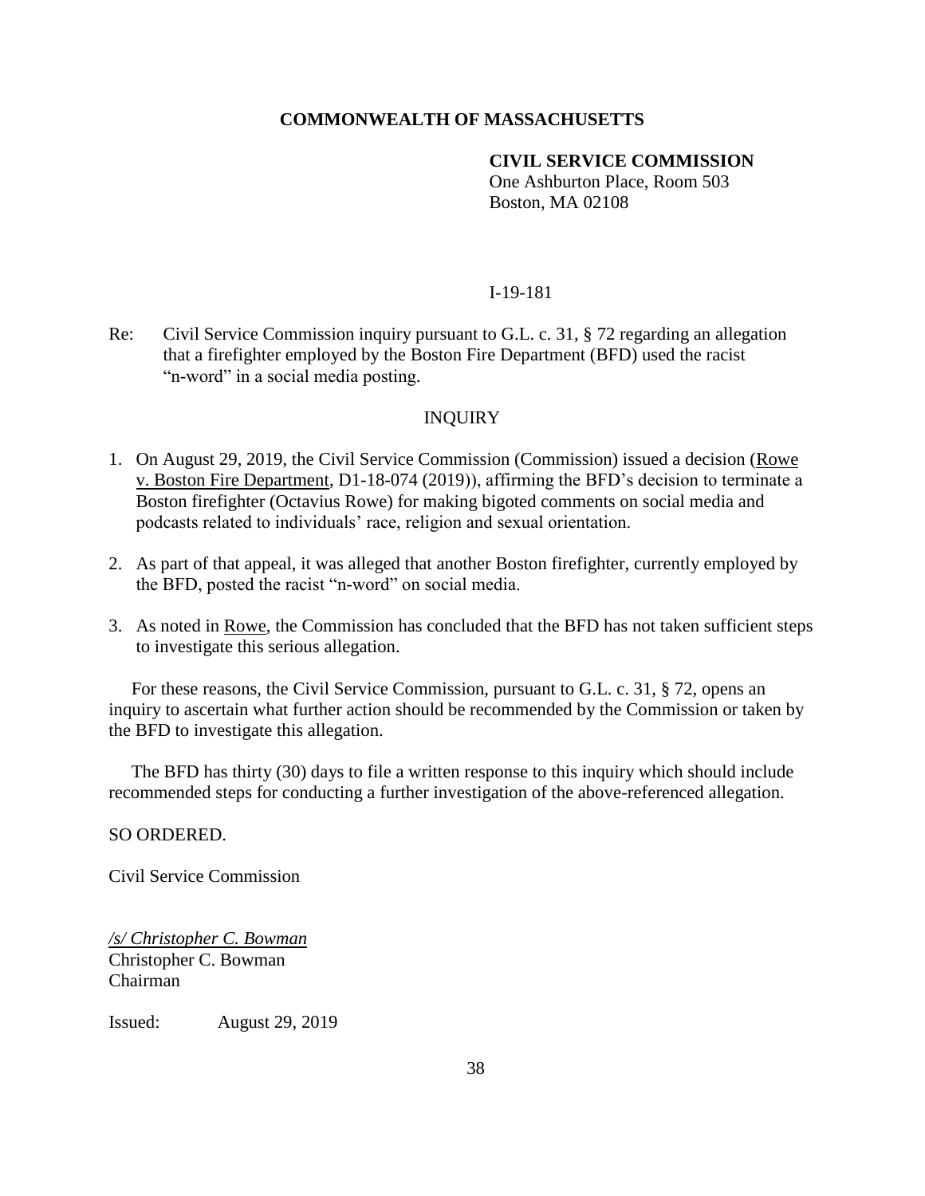**COMMONWEALTH OF MASSACHUSETTS**

**CIVIL SERVICE COMMISSION**
One Ashburton Place, Room 503
Boston, MA 02108

I-19-181

Re: Civil Service Commission inquiry pursuant to G.L. c. 31, § 72 regarding an allegation that a firefighter employed by the Boston Fire Department (BFD) used the racist "n-word" in a social media posting.

INQUIRY

1. On August 29, 2019, the Civil Service Commission (Commission) issued a decision (Rowe v. Boston Fire Department, D1-18-074 (2019)), affirming the BFD's decision to terminate a Boston firefighter (Octavius Rowe) for making bigoted comments on social media and podcasts related to individuals' race, religion and sexual orientation.

2. As part of that appeal, it was alleged that another Boston firefighter, currently employed by the BFD, posted the racist "n-word" on social media.

3. As noted in Rowe, the Commission has concluded that the BFD has not taken sufficient steps to investigate this serious allegation.

For these reasons, the Civil Service Commission, pursuant to G.L. c. 31, § 72, opens an inquiry to ascertain what further action should be recommended by the Commission or taken by the BFD to investigate this allegation.

The BFD has thirty (30) days to file a written response to this inquiry which should include recommended steps for conducting a further investigation of the above-referenced allegation.

SO ORDERED.

Civil Service Commission

*/s/ Christopher C. Bowman*
Christopher C. Bowman
Chairman

Issued: August 29, 2019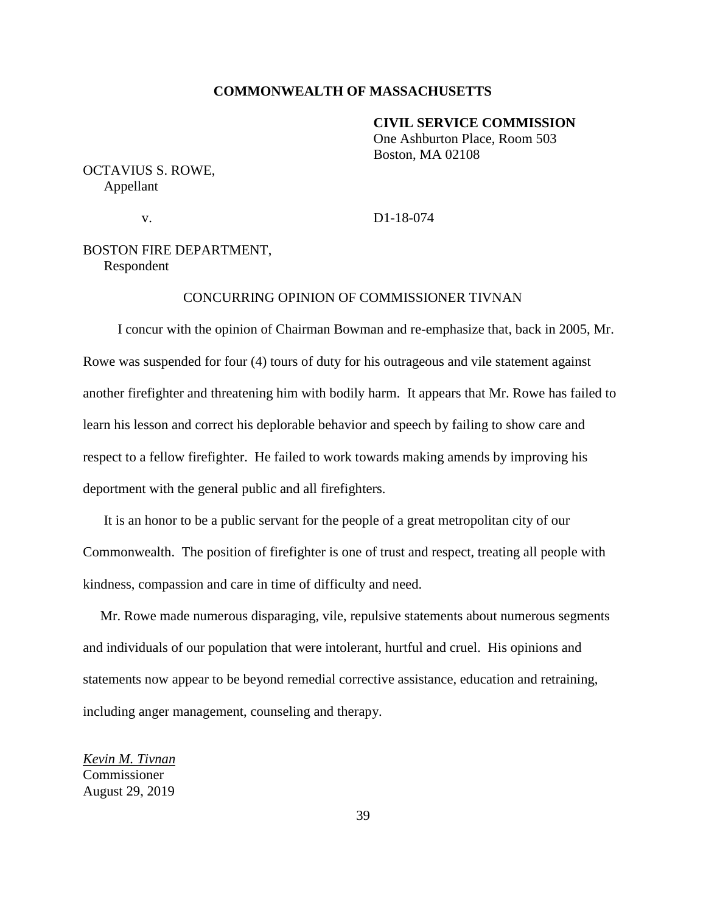**COMMONWEALTH OF MASSACHUSETTS**

**CIVIL SERVICE COMMISSION**
One Ashburton Place, Room 503
Boston, MA 02108

OCTAVIUS S. ROWE,
Appellant

v. D1-18-074

BOSTON FIRE DEPARTMENT,
Respondent

CONCURRING OPINION OF COMMISSIONER TIVNAN

I concur with the opinion of Chairman Bowman and re-emphasize that, back in 2005, Mr. Rowe was suspended for four (4) tours of duty for his outrageous and vile statement against another firefighter and threatening him with bodily harm. It appears that Mr. Rowe has failed to learn his lesson and correct his deplorable behavior and speech by failing to show care and respect to a fellow firefighter. He failed to work towards making amends by improving his deportment with the general public and all firefighters.

It is an honor to be a public servant for the people of a great metropolitan city of our Commonwealth. The position of firefighter is one of trust and respect, treating all people with kindness, compassion and care in time of difficulty and need.

Mr. Rowe made numerous disparaging, vile, repulsive statements about numerous segments and individuals of our population that were intolerant, hurtful and cruel. His opinions and statements now appear to be beyond remedial corrective assistance, education and retraining, including anger management, counseling and therapy.

*Kevin M. Tivnan*
Commissioner
August 29, 2019